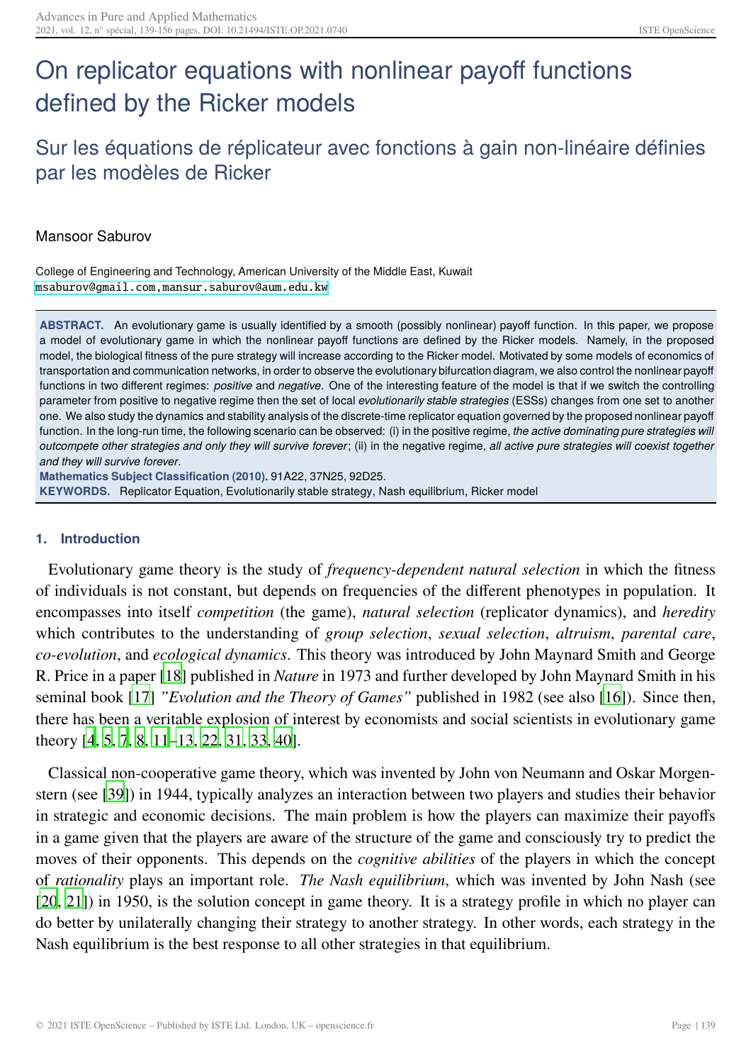# On replicator equations with nonlinear payoff functions defined by the Ricker models

## Sur les équations de réplicateur avec fonctions à gain non-linéaire définies par les modèles de Ricker

Mansoor Saburov

College of Engineering and Technology, American University of the Middle East, Kuwait
msaburov@gmail.com, mansur.saburov@aum.edu.kw

**ABSTRACT.** An evolutionary game is usually identified by a smooth (possibly nonlinear) payoff function. In this paper, we propose a model of evolutionary game in which the nonlinear payoff functions are defined by the Ricker models. Namely, in the proposed model, the biological fitness of the pure strategy will increase according to the Ricker model. Motivated by some models of economics of transportation and communication networks, in order to observe the evolutionary bifurcation diagram, we also control the nonlinear payoff functions in two different regimes: *positive* and *negative*. One of the interesting feature of the model is that if we switch the controlling parameter from positive to negative regime then the set of local *evolutionarily stable strategies* (ESSs) changes from one set to another one. We also study the dynamics and stability analysis of the discrete-time replicator equation governed by the proposed nonlinear payoff function. In the long-run time, the following scenario can be observed: (i) in the positive regime, *the active dominating pure strategies will outcompete other strategies and only they will survive forever*; (ii) in the negative regime, *all active pure strategies will coexist together and they will survive forever*.

**Mathematics Subject Classification (2010).** 91A22, 37N25, 92D25.

**KEYWORDS.** Replicator Equation, Evolutionarily stable strategy, Nash equilibrium, Ricker model

### 1. Introduction

Evolutionary game theory is the study of *frequency-dependent natural selection* in which the fitness of individuals is not constant, but depends on frequencies of the different phenotypes in population. It encompasses into itself *competition* (the game), *natural selection* (replicator dynamics), and *heredity* which contributes to the understanding of *group selection*, *sexual selection*, *altruism*, *parental care*, *co-evolution*, and *ecological dynamics*. This theory was introduced by John Maynard Smith and George R. Price in a paper [18] published in *Nature* in 1973 and further developed by John Maynard Smith in his seminal book [17] *"Evolution and the Theory of Games"* published in 1982 (see also [16]). Since then, there has been a veritable explosion of interest by economists and social scientists in evolutionary game theory [4, 5, 7, 8, 11–13, 22, 31, 33, 40].

Classical non-cooperative game theory, which was invented by John von Neumann and Oskar Morgenstern (see [39]) in 1944, typically analyzes an interaction between two players and studies their behavior in strategic and economic decisions. The main problem is how the players can maximize their payoffs in a game given that the players are aware of the structure of the game and consciously try to predict the moves of their opponents. This depends on the *cognitive abilities* of the players in which the concept of *rationality* plays an important role. *The Nash equilibrium*, which was invented by John Nash (see [20, 21]) in 1950, is the solution concept in game theory. It is a strategy profile in which no player can do better by unilaterally changing their strategy to another strategy. In other words, each strategy in the Nash equilibrium is the best response to all other strategies in that equilibrium.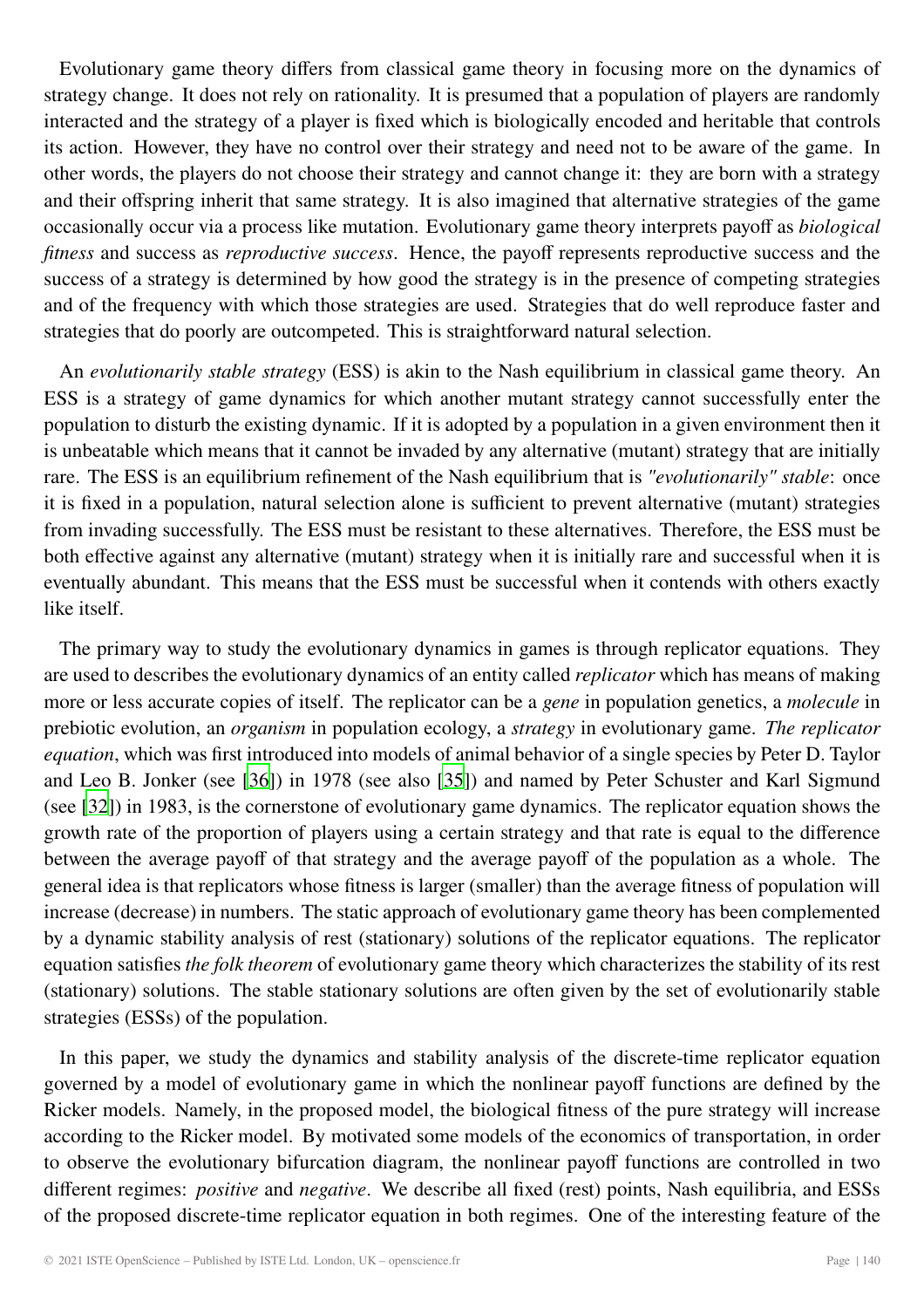Evolutionary game theory differs from classical game theory in focusing more on the dynamics of strategy change. It does not rely on rationality. It is presumed that a population of players are randomly interacted and the strategy of a player is fixed which is biologically encoded and heritable that controls its action. However, they have no control over their strategy and need not to be aware of the game. In other words, the players do not choose their strategy and cannot change it: they are born with a strategy and their offspring inherit that same strategy. It is also imagined that alternative strategies of the game occasionally occur via a process like mutation. Evolutionary game theory interprets payoff as *biological fitness* and success as *reproductive success*. Hence, the payoff represents reproductive success and the success of a strategy is determined by how good the strategy is in the presence of competing strategies and of the frequency with which those strategies are used. Strategies that do well reproduce faster and strategies that do poorly are outcompeted. This is straightforward natural selection.

An *evolutionarily stable strategy* (ESS) is akin to the Nash equilibrium in classical game theory. An ESS is a strategy of game dynamics for which another mutant strategy cannot successfully enter the population to disturb the existing dynamic. If it is adopted by a population in a given environment then it is unbeatable which means that it cannot be invaded by any alternative (mutant) strategy that are initially rare. The ESS is an equilibrium refinement of the Nash equilibrium that is *"evolutionarily" stable*: once it is fixed in a population, natural selection alone is sufficient to prevent alternative (mutant) strategies from invading successfully. The ESS must be resistant to these alternatives. Therefore, the ESS must be both effective against any alternative (mutant) strategy when it is initially rare and successful when it is eventually abundant. This means that the ESS must be successful when it contends with others exactly like itself.

The primary way to study the evolutionary dynamics in games is through replicator equations. They are used to describes the evolutionary dynamics of an entity called *replicator* which has means of making more or less accurate copies of itself. The replicator can be a *gene* in population genetics, a *molecule* in prebiotic evolution, an *organism* in population ecology, a *strategy* in evolutionary game. *The replicator equation*, which was first introduced into models of animal behavior of a single species by Peter D. Taylor and Leo B. Jonker (see [36]) in 1978 (see also [35]) and named by Peter Schuster and Karl Sigmund (see [32]) in 1983, is the cornerstone of evolutionary game dynamics. The replicator equation shows the growth rate of the proportion of players using a certain strategy and that rate is equal to the difference between the average payoff of that strategy and the average payoff of the population as a whole. The general idea is that replicators whose fitness is larger (smaller) than the average fitness of population will increase (decrease) in numbers. The static approach of evolutionary game theory has been complemented by a dynamic stability analysis of rest (stationary) solutions of the replicator equations. The replicator equation satisfies *the folk theorem* of evolutionary game theory which characterizes the stability of its rest (stationary) solutions. The stable stationary solutions are often given by the set of evolutionarily stable strategies (ESSs) of the population.

In this paper, we study the dynamics and stability analysis of the discrete-time replicator equation governed by a model of evolutionary game in which the nonlinear payoff functions are defined by the Ricker models. Namely, in the proposed model, the biological fitness of the pure strategy will increase according to the Ricker model. By motivated some models of the economics of transportation, in order to observe the evolutionary bifurcation diagram, the nonlinear payoff functions are controlled in two different regimes: *positive* and *negative*. We describe all fixed (rest) points, Nash equilibria, and ESSs of the proposed discrete-time replicator equation in both regimes. One of the interesting feature of the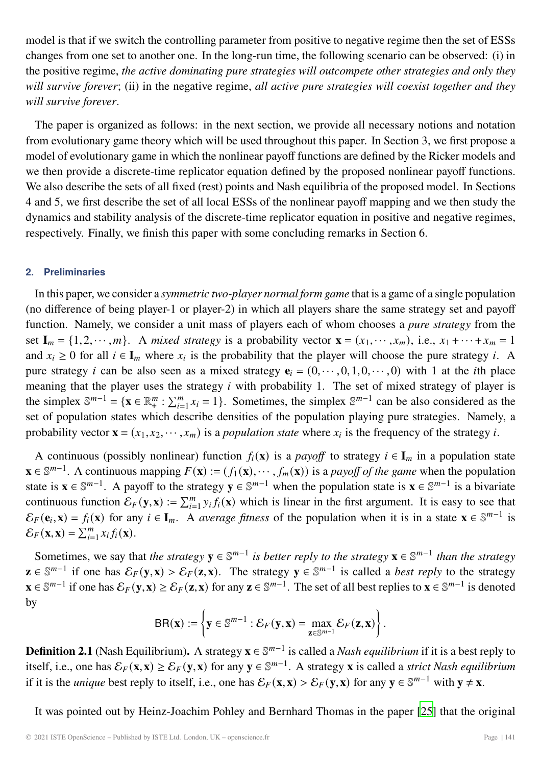model is that if we switch the controlling parameter from positive to negative regime then the set of ESSs changes from one set to another one. In the long-run time, the following scenario can be observed: (i) in the positive regime, *the active dominating pure strategies will outcompete other strategies and only they will survive forever*; (ii) in the negative regime, *all active pure strategies will coexist together and they will survive forever*.

The paper is organized as follows: in the next section, we provide all necessary notions and notation from evolutionary game theory which will be used throughout this paper. In Section 3, we first propose a model of evolutionary game in which the nonlinear payoff functions are defined by the Ricker models and we then provide a discrete-time replicator equation defined by the proposed nonlinear payoff functions. We also describe the sets of all fixed (rest) points and Nash equilibria of the proposed model. In Sections 4 and 5, we first describe the set of all local ESSs of the nonlinear payoff mapping and we then study the dynamics and stability analysis of the discrete-time replicator equation in positive and negative regimes, respectively. Finally, we finish this paper with some concluding remarks in Section 6.

## 2. Preliminaries

In this paper, we consider a *symmetric two-player normal form game* that is a game of a single population (no difference of being player-1 or player-2) in which all players share the same strategy set and payoff function. Namely, we consider a unit mass of players each of whom chooses a *pure strategy* from the set $\mathbf{I}_m = \{1, 2, \cdots, m\}$. A *mixed strategy* is a probability vector $\mathbf{x} = (x_1, \cdots, x_m)$, i.e., $x_1 + \cdots + x_m = 1$ and $x_i \geq 0$ for all $i \in \mathbf{I}_m$ where $x_i$ is the probability that the player will choose the pure strategy $i$. A pure strategy $i$ can be also seen as a mixed strategy $\mathbf{e}_i = (0, \cdots, 0, 1, 0, \cdots, 0)$ with 1 at the $i$th place meaning that the player uses the strategy $i$ with probability 1. The set of mixed strategy of player is the simplex $\mathbb{S}^{m-1} = \{\mathbf{x} \in \mathbb{R}^m_+ : \sum_{i=1}^m x_i = 1\}$. Sometimes, the simplex $\mathbb{S}^{m-1}$ can be also considered as the set of population states which describe densities of the population playing pure strategies. Namely, a probability vector $\mathbf{x} = (x_1, x_2, \cdots, x_m)$ is a *population state* where $x_i$ is the frequency of the strategy $i$.

A continuous (possibly nonlinear) function $f_i(\mathbf{x})$ is a *payoff* to strategy $i \in \mathbf{I}_m$ in a population state $\mathbf{x} \in \mathbb{S}^{m-1}$. A continuous mapping $F(\mathbf{x}) := (f_1(\mathbf{x}), \cdots, f_m(\mathbf{x}))$ is a *payoff of the game* when the population state is $\mathbf{x} \in \mathbb{S}^{m-1}$. A payoff to the strategy $\mathbf{y} \in \mathbb{S}^{m-1}$ when the population state is $\mathbf{x} \in \mathbb{S}^{m-1}$ is a bivariate continuous function $\mathcal{E}_F(\mathbf{y}, \mathbf{x}) := \sum_{i=1}^m y_i f_i(\mathbf{x})$ which is linear in the first argument. It is easy to see that $\mathcal{E}_F(\mathbf{e}_i, \mathbf{x}) = f_i(\mathbf{x})$ for any $i \in \mathbf{I}_m$. A *average fitness* of the population when it is in a state $\mathbf{x} \in \mathbb{S}^{m-1}$ is $\mathcal{E}_F(\mathbf{x}, \mathbf{x}) = \sum_{i=1}^m x_i f_i(\mathbf{x})$.

Sometimes, we say that *the strategy* $\mathbf{y} \in \mathbb{S}^{m-1}$ *is better reply to the strategy* $\mathbf{x} \in \mathbb{S}^{m-1}$ *than the strategy* $\mathbf{z} \in \mathbb{S}^{m-1}$ if one has $\mathcal{E}_F(\mathbf{y}, \mathbf{x}) > \mathcal{E}_F(\mathbf{z}, \mathbf{x})$. The strategy $\mathbf{y} \in \mathbb{S}^{m-1}$ is called a *best reply* to the strategy $\mathbf{x} \in \mathbb{S}^{m-1}$ if one has $\mathcal{E}_F(\mathbf{y}, \mathbf{x}) \geq \mathcal{E}_F(\mathbf{z}, \mathbf{x})$ for any $\mathbf{z} \in \mathbb{S}^{m-1}$. The set of all best replies to $\mathbf{x} \in \mathbb{S}^{m-1}$ is denoted by

$$\mathsf{BR}(\mathbf{x}) := \left\{ \mathbf{y} \in \mathbb{S}^{m-1} : \mathcal{E}_F(\mathbf{y}, \mathbf{x}) = \max_{\mathbf{z} \in \mathbb{S}^{m-1}} \mathcal{E}_F(\mathbf{z}, \mathbf{x}) \right\}.$$

**Definition 2.1** (Nash Equilibrium)**.** A strategy $\mathbf{x} \in \mathbb{S}^{m-1}$ is called a *Nash equilibrium* if it is a best reply to itself, i.e., one has $\mathcal{E}_F(\mathbf{x}, \mathbf{x}) \geq \mathcal{E}_F(\mathbf{y}, \mathbf{x})$ for any $\mathbf{y} \in \mathbb{S}^{m-1}$. A strategy $\mathbf{x}$ is called a *strict Nash equilibrium* if it is the *unique* best reply to itself, i.e., one has $\mathcal{E}_F(\mathbf{x}, \mathbf{x}) > \mathcal{E}_F(\mathbf{y}, \mathbf{x})$ for any $\mathbf{y} \in \mathbb{S}^{m-1}$ with $\mathbf{y} \neq \mathbf{x}$.

It was pointed out by Heinz-Joachim Pohley and Bernhard Thomas in the paper [25] that the original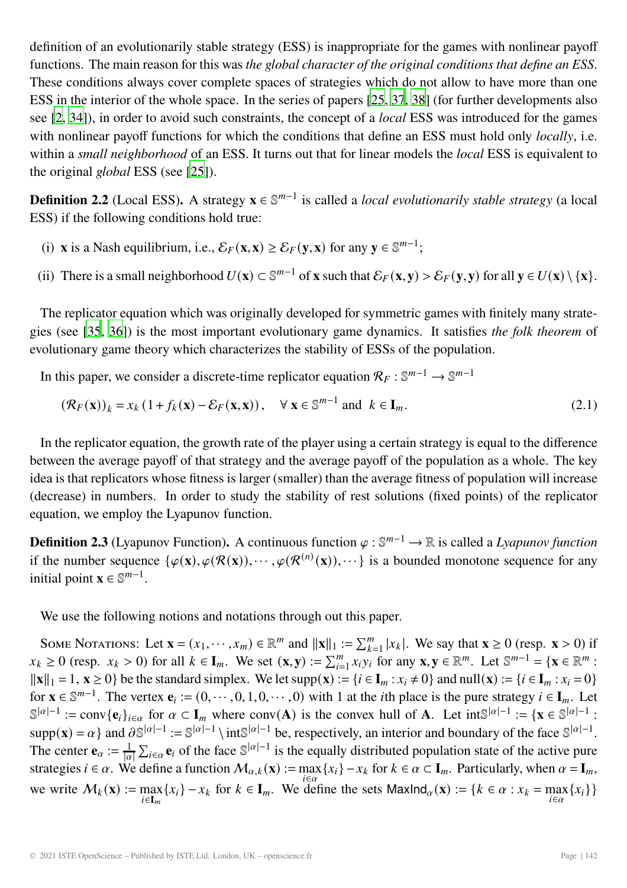definition of an evolutionarily stable strategy (ESS) is inappropriate for the games with nonlinear payoff functions. The main reason for this was *the global character of the original conditions that define an ESS*. These conditions always cover complete spaces of strategies which do not allow to have more than one ESS in the interior of the whole space. In the series of papers [25, 37, 38] (for further developments also see [2, 34]), in order to avoid such constraints, the concept of a *local* ESS was introduced for the games with nonlinear payoff functions for which the conditions that define an ESS must hold only *locally*, i.e. within a *small neighborhood* of an ESS. It turns out that for linear models the *local* ESS is equivalent to the original *global* ESS (see [25]).

**Definition 2.2** (Local ESS)**.** A strategy $\mathbf{x} \in \mathbb{S}^{m-1}$ is called a *local evolutionarily stable strategy* (a local ESS) if the following conditions hold true:

(i) $\mathbf{x}$ is a Nash equilibrium, i.e., $\mathcal{E}_F(\mathbf{x},\mathbf{x}) \geq \mathcal{E}_F(\mathbf{y},\mathbf{x})$ for any $\mathbf{y} \in \mathbb{S}^{m-1}$;

(ii) There is a small neighborhood $U(\mathbf{x}) \subset \mathbb{S}^{m-1}$ of $\mathbf{x}$ such that $\mathcal{E}_F(\mathbf{x},\mathbf{y}) > \mathcal{E}_F(\mathbf{y},\mathbf{y})$ for all $\mathbf{y} \in U(\mathbf{x}) \setminus \{\mathbf{x}\}$.

The replicator equation which was originally developed for symmetric games with finitely many strategies (see [35, 36]) is the most important evolutionary game dynamics. It satisfies *the folk theorem* of evolutionary game theory which characterizes the stability of ESSs of the population.

In this paper, we consider a discrete-time replicator equation $\mathcal{R}_F : \mathbb{S}^{m-1} \to \mathbb{S}^{m-1}$

$$(\mathcal{R}_F(\mathbf{x}))_k = x_k \left(1 + f_k(\mathbf{x}) - \mathcal{E}_F(\mathbf{x},\mathbf{x})\right), \quad \forall\, \mathbf{x} \in \mathbb{S}^{m-1} \text{ and } k \in \mathbf{I}_m. \tag{2.1}$$

In the replicator equation, the growth rate of the player using a certain strategy is equal to the difference between the average payoff of that strategy and the average payoff of the population as a whole. The key idea is that replicators whose fitness is larger (smaller) than the average fitness of population will increase (decrease) in numbers. In order to study the stability of rest solutions (fixed points) of the replicator equation, we employ the Lyapunov function.

**Definition 2.3** (Lyapunov Function)**.** A continuous function $\varphi : \mathbb{S}^{m-1} \to \mathbb{R}$ is called a *Lyapunov function* if the number sequence $\{\varphi(\mathbf{x}), \varphi(\mathcal{R}(\mathbf{x})), \cdots, \varphi(\mathcal{R}^{(n)}(\mathbf{x})), \cdots\}$ is a bounded monotone sequence for any initial point $\mathbf{x} \in \mathbb{S}^{m-1}$.

We use the following notions and notations through out this paper.

Some Notations: Let $\mathbf{x} = (x_1, \cdots, x_m) \in \mathbb{R}^m$ and $\|\mathbf{x}\|_1 := \sum_{k=1}^m |x_k|$. We say that $\mathbf{x} \geq 0$ (resp. $\mathbf{x} > 0$) if $x_k \geq 0$ (resp. $x_k > 0$) for all $k \in \mathbf{I}_m$. We set $(\mathbf{x},\mathbf{y}) := \sum_{i=1}^m x_i y_i$ for any $\mathbf{x},\mathbf{y} \in \mathbb{R}^m$. Let $\mathbb{S}^{m-1} = \{\mathbf{x} \in \mathbb{R}^m : \|\mathbf{x}\|_1 = 1,\ \mathbf{x} \geq 0\}$ be the standard simplex. We let $\mathrm{supp}(\mathbf{x}) := \{i \in \mathbf{I}_m : x_i \neq 0\}$ and $\mathrm{null}(\mathbf{x}) := \{i \in \mathbf{I}_m : x_i = 0\}$ for $\mathbf{x} \in \mathbb{S}^{m-1}$. The vertex $\mathbf{e}_i := (0, \cdots, 0, 1, 0, \cdots, 0)$ with 1 at the $i$th place is the pure strategy $i \in \mathbf{I}_m$. Let $\mathbb{S}^{|\alpha|-1} := \mathrm{conv}\{\mathbf{e}_i\}_{i \in \alpha}$ for $\alpha \subset \mathbf{I}_m$ where $\mathrm{conv}(\mathbf{A})$ is the convex hull of $\mathbf{A}$. Let $\mathrm{int}\mathbb{S}^{|\alpha|-1} := \{\mathbf{x} \in \mathbb{S}^{|\alpha|-1} : \mathrm{supp}(\mathbf{x}) = \alpha\}$ and $\partial\mathbb{S}^{|\alpha|-1} := \mathbb{S}^{|\alpha|-1} \setminus \mathrm{int}\mathbb{S}^{|\alpha|-1}$ be, respectively, an interior and boundary of the face $\mathbb{S}^{|\alpha|-1}$. The center $\mathbf{e}_\alpha := \frac{1}{|\alpha|}\sum_{i \in \alpha} \mathbf{e}_i$ of the face $\mathbb{S}^{|\alpha|-1}$ is the equally distributed population state of the active pure strategies $i \in \alpha$. We define a function $\mathcal{M}_{\alpha,k}(\mathbf{x}) := \max_{i \in \alpha}\{x_i\} - x_k$ for $k \in \alpha \subset \mathbf{I}_m$. Particularly, when $\alpha = \mathbf{I}_m$, we write $\mathcal{M}_k(\mathbf{x}) := \max_{i \in \mathbf{I}_m}\{x_i\} - x_k$ for $k \in \mathbf{I}_m$. We define the sets $\mathsf{MaxInd}_\alpha(\mathbf{x}) := \{k \in \alpha : x_k = \max_{i \in \alpha}\{x_i\}\}$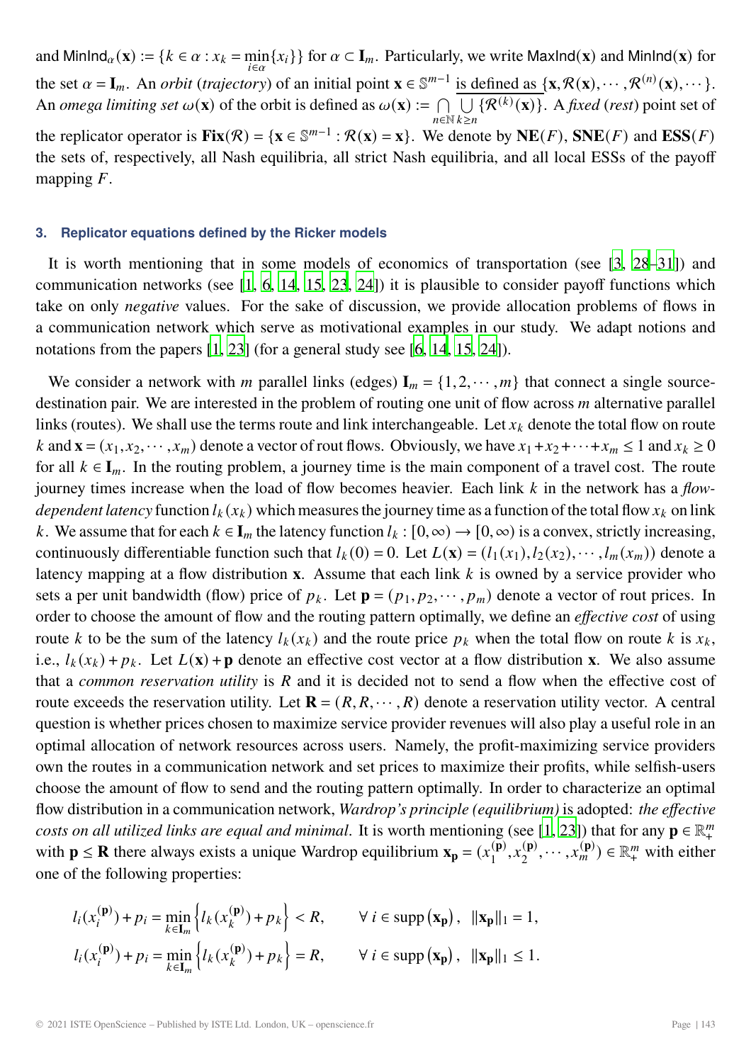and $\mathsf{MinInd}_\alpha(\mathbf{x}) := \{k \in \alpha : x_k = \min_{i\in\alpha}\{x_i\}\}$ for $\alpha \subset \mathbf{I}_m$. Particularly, we write $\mathsf{MaxInd}(\mathbf{x})$ and $\mathsf{MinInd}(\mathbf{x})$ for the set $\alpha = \mathbf{I}_m$. An *orbit* (*trajectory*) of an initial point $\mathbf{x} \in \mathbb{S}^{m-1}$ is defined as $\{\mathbf{x}, \mathcal{R}(\mathbf{x}), \cdots, \mathcal{R}^{(n)}(\mathbf{x}), \cdots\}$. An *omega limiting set* $\omega(\mathbf{x})$ of the orbit is defined as $\omega(\mathbf{x}) := \bigcap_{n\in\mathbb{N}} \overline{\bigcup_{k\geq n} \{\mathcal{R}^{(k)}(\mathbf{x})\}}$. A *fixed* (*rest*) point set of the replicator operator is $\mathbf{Fix}(\mathcal{R}) = \{\mathbf{x} \in \mathbb{S}^{m-1} : \mathcal{R}(\mathbf{x}) = \mathbf{x}\}$. We denote by $\mathbf{NE}(F)$, $\mathbf{SNE}(F)$ and $\mathbf{ESS}(F)$ the sets of, respectively, all Nash equilibria, all strict Nash equilibria, and all local ESSs of the payoff mapping $F$.

## 3. Replicator equations defined by the Ricker models

It is worth mentioning that in some models of economics of transportation (see [3, 28–31]) and communication networks (see [1, 6, 14, 15, 23, 24]) it is plausible to consider payoff functions which take on only *negative* values. For the sake of discussion, we provide allocation problems of flows in a communication network which serve as motivational examples in our study. We adapt notions and notations from the papers [1, 23] (for a general study see [6, 14, 15, 24]).

We consider a network with $m$ parallel links (edges) $\mathbf{I}_m = \{1, 2, \cdots, m\}$ that connect a single source-destination pair. We are interested in the problem of routing one unit of flow across $m$ alternative parallel links (routes). We shall use the terms route and link interchangeable. Let $x_k$ denote the total flow on route $k$ and $\mathbf{x} = (x_1, x_2, \cdots, x_m)$ denote a vector of rout flows. Obviously, we have $x_1 + x_2 + \cdots + x_m \leq 1$ and $x_k \geq 0$ for all $k \in \mathbf{I}_m$. In the routing problem, a journey time is the main component of a travel cost. The route journey times increase when the load of flow becomes heavier. Each link $k$ in the network has a *flow-dependent latency* function $l_k(x_k)$ which measures the journey time as a function of the total flow $x_k$ on link $k$. We assume that for each $k \in \mathbf{I}_m$ the latency function $l_k : [0, \infty) \to [0, \infty)$ is a convex, strictly increasing, continuously differentiable function such that $l_k(0) = 0$. Let $L(\mathbf{x}) = (l_1(x_1), l_2(x_2), \cdots, l_m(x_m))$ denote a latency mapping at a flow distribution $\mathbf{x}$. Assume that each link $k$ is owned by a service provider who sets a per unit bandwidth (flow) price of $p_k$. Let $\mathbf{p} = (p_1, p_2, \cdots, p_m)$ denote a vector of rout prices. In order to choose the amount of flow and the routing pattern optimally, we define an *effective cost* of using route $k$ to be the sum of the latency $l_k(x_k)$ and the route price $p_k$ when the total flow on route $k$ is $x_k$, i.e., $l_k(x_k) + p_k$. Let $L(\mathbf{x}) + \mathbf{p}$ denote an effective cost vector at a flow distribution $\mathbf{x}$. We also assume that a *common reservation utility* is $R$ and it is decided not to send a flow when the effective cost of route exceeds the reservation utility. Let $\mathbf{R} = (R, R, \cdots, R)$ denote a reservation utility vector. A central question is whether prices chosen to maximize service provider revenues will also play a useful role in an optimal allocation of network resources across users. Namely, the profit-maximizing service providers own the routes in a communication network and set prices to maximize their profits, while selfish-users choose the amount of flow to send and the routing pattern optimally. In order to characterize an optimal flow distribution in a communication network, *Wardrop's principle (equilibrium)* is adopted: *the effective costs on all utilized links are equal and minimal*. It is worth mentioning (see [1, 23]) that for any $\mathbf{p} \in \mathbb{R}^m_+$ with $\mathbf{p} \leq \mathbf{R}$ there always exists a unique Wardrop equilibrium $\mathbf{x_p} = (x_1^{(\mathbf{p})}, x_2^{(\mathbf{p})}, \cdots, x_m^{(\mathbf{p})}) \in \mathbb{R}^m_+$ with either one of the following properties:

$$l_i(x_i^{(\mathbf{p})}) + p_i = \min_{k\in\mathbf{I}_m}\left\{l_k(x_k^{(\mathbf{p})}) + p_k\right\} < R, \qquad \forall\, i \in \operatorname{supp}(\mathbf{x_p}), \;\; \|\mathbf{x_p}\|_1 = 1,$$

$$l_i(x_i^{(\mathbf{p})}) + p_i = \min_{k\in\mathbf{I}_m}\left\{l_k(x_k^{(\mathbf{p})}) + p_k\right\} = R, \qquad \forall\, i \in \operatorname{supp}(\mathbf{x_p}), \;\; \|\mathbf{x_p}\|_1 \leq 1.$$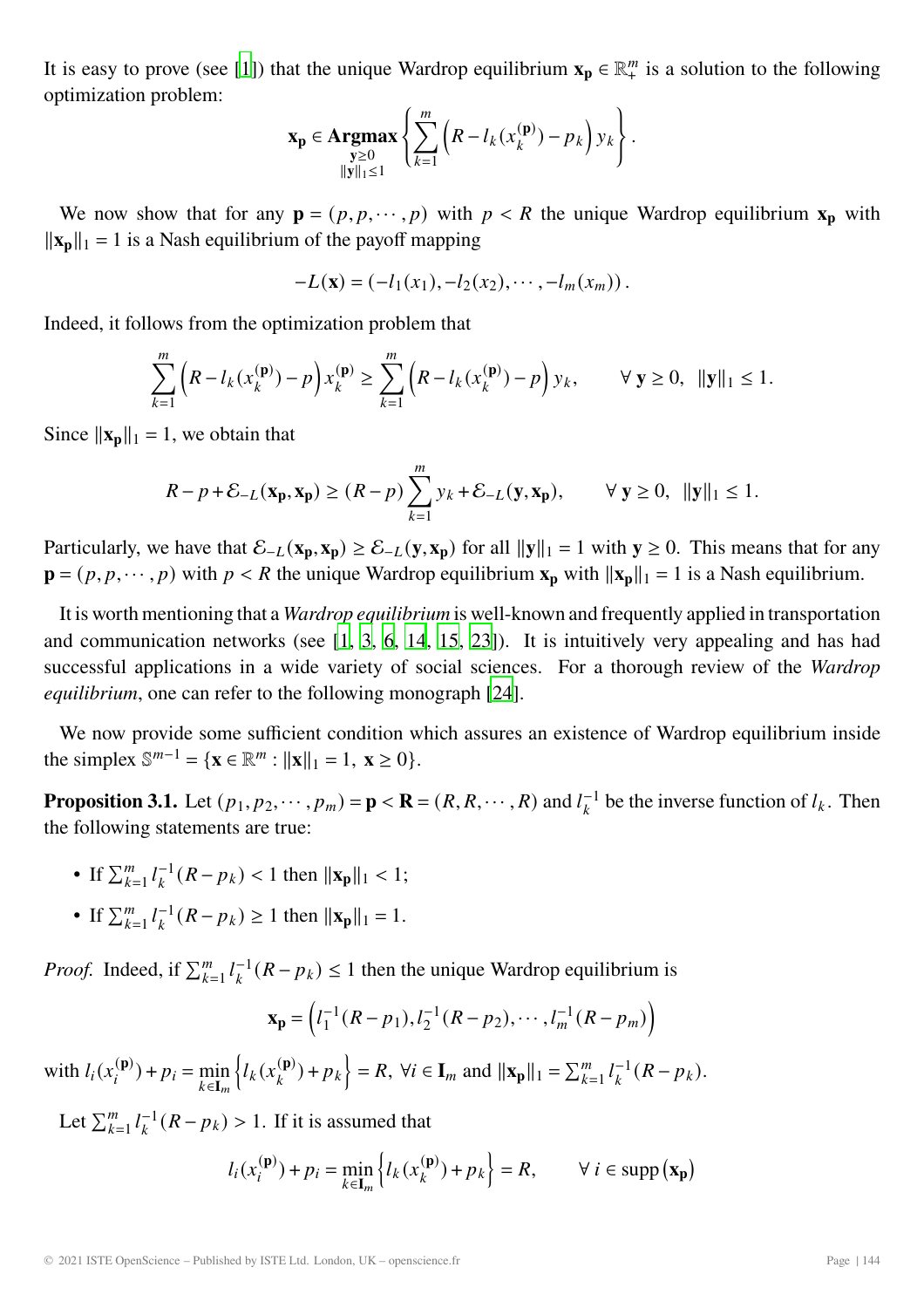It is easy to prove (see [1]) that the unique Wardrop equilibrium $\mathbf{x_p} \in \mathbb{R}^m_+$ is a solution to the following optimization problem:

$$\mathbf{x_p} \in \underset{\substack{\mathbf{y} \geq 0 \\ \|\mathbf{y}\|_1 \leq 1}}{\mathbf{Argmax}} \left\{ \sum_{k=1}^{m} \left( R - l_k(x_k^{(\mathbf{p})}) - p_k \right) y_k \right\}.$$

We now show that for any $\mathbf{p} = (p, p, \cdots, p)$ with $p < R$ the unique Wardrop equilibrium $\mathbf{x_p}$ with $\|\mathbf{x_p}\|_1 = 1$ is a Nash equilibrium of the payoff mapping

$$-L(\mathbf{x}) = (-l_1(x_1), -l_2(x_2), \cdots, -l_m(x_m)).$$

Indeed, it follows from the optimization problem that

$$\sum_{k=1}^{m} \left( R - l_k(x_k^{(\mathbf{p})}) - p \right) x_k^{(\mathbf{p})} \geq \sum_{k=1}^{m} \left( R - l_k(x_k^{(\mathbf{p})}) - p \right) y_k, \qquad \forall\, \mathbf{y} \geq 0, \ \|\mathbf{y}\|_1 \leq 1.$$

Since $\|\mathbf{x_p}\|_1 = 1$, we obtain that

$$R - p + \mathcal{E}_{-L}(\mathbf{x_p}, \mathbf{x_p}) \geq (R - p) \sum_{k=1}^{m} y_k + \mathcal{E}_{-L}(\mathbf{y}, \mathbf{x_p}), \qquad \forall\, \mathbf{y} \geq 0, \ \|\mathbf{y}\|_1 \leq 1.$$

Particularly, we have that $\mathcal{E}_{-L}(\mathbf{x_p}, \mathbf{x_p}) \geq \mathcal{E}_{-L}(\mathbf{y}, \mathbf{x_p})$ for all $\|\mathbf{y}\|_1 = 1$ with $\mathbf{y} \geq 0$. This means that for any $\mathbf{p} = (p, p, \cdots, p)$ with $p < R$ the unique Wardrop equilibrium $\mathbf{x_p}$ with $\|\mathbf{x_p}\|_1 = 1$ is a Nash equilibrium.

It is worth mentioning that a *Wardrop equilibrium* is well-known and frequently applied in transportation and communication networks (see [1, 3, 6, 14, 15, 23]). It is intuitively very appealing and has had successful applications in a wide variety of social sciences. For a thorough review of the *Wardrop equilibrium*, one can refer to the following monograph [24].

We now provide some sufficient condition which assures an existence of Wardrop equilibrium inside the simplex $\mathbb{S}^{m-1} = \{\mathbf{x} \in \mathbb{R}^m : \|\mathbf{x}\|_1 = 1, \ \mathbf{x} \geq 0\}$.

**Proposition 3.1.** Let $(p_1, p_2, \cdots, p_m) = \mathbf{p} < \mathbf{R} = (R, R, \cdots, R)$ and $l_k^{-1}$ be the inverse function of $l_k$. Then the following statements are true:

- If $\sum_{k=1}^{m} l_k^{-1}(R - p_k) < 1$ then $\|\mathbf{x_p}\|_1 < 1$;
- If $\sum_{k=1}^{m} l_k^{-1}(R - p_k) \geq 1$ then $\|\mathbf{x_p}\|_1 = 1$.

*Proof.* Indeed, if $\sum_{k=1}^{m} l_k^{-1}(R - p_k) \leq 1$ then the unique Wardrop equilibrium is

$$\mathbf{x_p} = \left( l_1^{-1}(R - p_1), l_2^{-1}(R - p_2), \cdots, l_m^{-1}(R - p_m) \right)$$

with $l_i(x_i^{(\mathbf{p})}) + p_i = \min\limits_{k \in \mathbf{I}_m} \left\{ l_k(x_k^{(\mathbf{p})}) + p_k \right\} = R, \ \forall i \in \mathbf{I}_m$ and $\|\mathbf{x_p}\|_1 = \sum_{k=1}^{m} l_k^{-1}(R - p_k)$.

Let $\sum_{k=1}^{m} l_k^{-1}(R - p_k) > 1$. If it is assumed that

$$l_i(x_i^{(\mathbf{p})}) + p_i = \min_{k \in \mathbf{I}_m} \left\{ l_k(x_k^{(\mathbf{p})}) + p_k \right\} = R, \qquad \forall\, i \in \operatorname{supp}(\mathbf{x_p})$$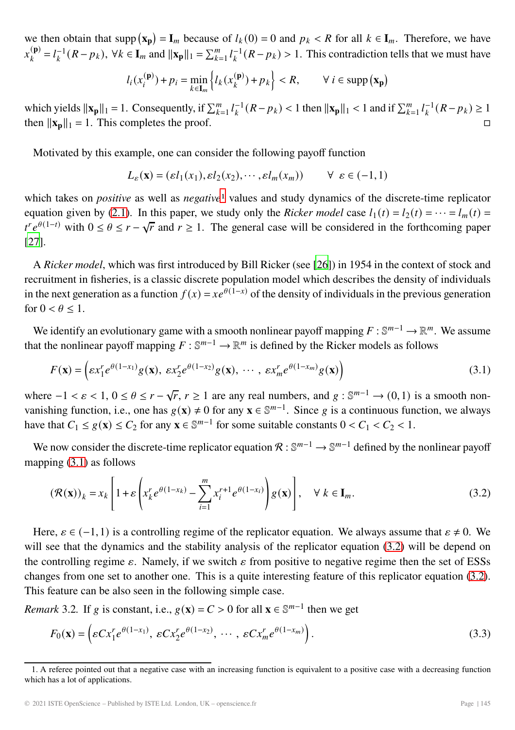we then obtain that $\operatorname{supp}(\mathbf{x_p}) = \mathbf{I}_m$ because of $l_k(0) = 0$ and $p_k < R$ for all $k \in \mathbf{I}_m$. Therefore, we have $x_k^{(\mathbf{p})} = l_k^{-1}(R - p_k)$, $\forall k \in \mathbf{I}_m$ and $\|\mathbf{x_p}\|_1 = \sum_{k=1}^m l_k^{-1}(R - p_k) > 1$. This contradiction tells that we must have

$$l_i(x_i^{(\mathbf{p})}) + p_i = \min_{k \in \mathbf{I}_m} \left\{ l_k(x_k^{(\mathbf{p})}) + p_k \right\} < R, \qquad \forall\, i \in \operatorname{supp}(\mathbf{x_p})$$

which yields $\|\mathbf{x_p}\|_1 = 1$. Consequently, if $\sum_{k=1}^m l_k^{-1}(R - p_k) < 1$ then $\|\mathbf{x_p}\|_1 < 1$ and if $\sum_{k=1}^m l_k^{-1}(R - p_k) \geq 1$ then $\|\mathbf{x_p}\|_1 = 1$. This completes the proof. □

Motivated by this example, one can consider the following payoff function

$$L_\varepsilon(\mathbf{x}) = (\varepsilon l_1(x_1), \varepsilon l_2(x_2), \cdots, \varepsilon l_m(x_m)) \qquad \forall\ \varepsilon \in (-1, 1)$$

which takes on *positive* as well as *negative*[1] values and study dynamics of the discrete-time replicator equation given by (2.1). In this paper, we study only the *Ricker model* case $l_1(t) = l_2(t) = \cdots = l_m(t) = t^r e^{\theta(1-t)}$ with $0 \leq \theta \leq r - \sqrt{r}$ and $r \geq 1$. The general case will be considered in the forthcoming paper [27].

A *Ricker model*, which was first introduced by Bill Ricker (see [26]) in 1954 in the context of stock and recruitment in fisheries, is a classic discrete population model which describes the density of individuals in the next generation as a function $f(x) = xe^{\theta(1-x)}$ of the density of individuals in the previous generation for $0 < \theta \leq 1$.

We identify an evolutionary game with a smooth nonlinear payoff mapping $F : \mathbb{S}^{m-1} \to \mathbb{R}^m$. We assume that the nonlinear payoff mapping $F : \mathbb{S}^{m-1} \to \mathbb{R}^m$ is defined by the Ricker models as follows

$$F(\mathbf{x}) = \left(\varepsilon x_1^r e^{\theta(1-x_1)} g(\mathbf{x}),\ \varepsilon x_2^r e^{\theta(1-x_2)} g(\mathbf{x}),\ \cdots,\ \varepsilon x_m^r e^{\theta(1-x_m)} g(\mathbf{x})\right) \tag{3.1}$$

where $-1 < \varepsilon < 1$, $0 \leq \theta \leq r - \sqrt{r}$, $r \geq 1$ are any real numbers, and $g : \mathbb{S}^{m-1} \to (0,1)$ is a smooth non-vanishing function, i.e., one has $g(\mathbf{x}) \neq 0$ for any $\mathbf{x} \in \mathbb{S}^{m-1}$. Since $g$ is a continuous function, we always have that $C_1 \leq g(\mathbf{x}) \leq C_2$ for any $\mathbf{x} \in \mathbb{S}^{m-1}$ for some suitable constants $0 < C_1 < C_2 < 1$.

We now consider the discrete-time replicator equation $\mathcal{R} : \mathbb{S}^{m-1} \to \mathbb{S}^{m-1}$ defined by the nonlinear payoff mapping (3.1) as follows

$$(\mathcal{R}(\mathbf{x}))_k = x_k \left[ 1 + \varepsilon \left( x_k^r e^{\theta(1-x_k)} - \sum_{i=1}^m x_i^{r+1} e^{\theta(1-x_i)} \right) g(\mathbf{x}) \right], \quad \forall\ k \in \mathbf{I}_m. \tag{3.2}$$

Here, $\varepsilon \in (-1, 1)$ is a controlling regime of the replicator equation. We always assume that $\varepsilon \neq 0$. We will see that the dynamics and the stability analysis of the replicator equation (3.2) will be depend on the controlling regime $\varepsilon$. Namely, if we switch $\varepsilon$ from positive to negative regime then the set of ESSs changes from one set to another one. This is a quite interesting feature of this replicator equation (3.2). This feature can be also seen in the following simple case.

*Remark* 3.2. If $g$ is constant, i.e., $g(\mathbf{x}) = C > 0$ for all $\mathbf{x} \in \mathbb{S}^{m-1}$ then we get

$$F_0(\mathbf{x}) = \left(\varepsilon C x_1^r e^{\theta(1-x_1)},\ \varepsilon C x_2^r e^{\theta(1-x_2)},\ \cdots,\ \varepsilon C x_m^r e^{\theta(1-x_m)}\right). \tag{3.3}$$

1. A referee pointed out that a negative case with an increasing function is equivalent to a positive case with a decreasing function which has a lot of applications.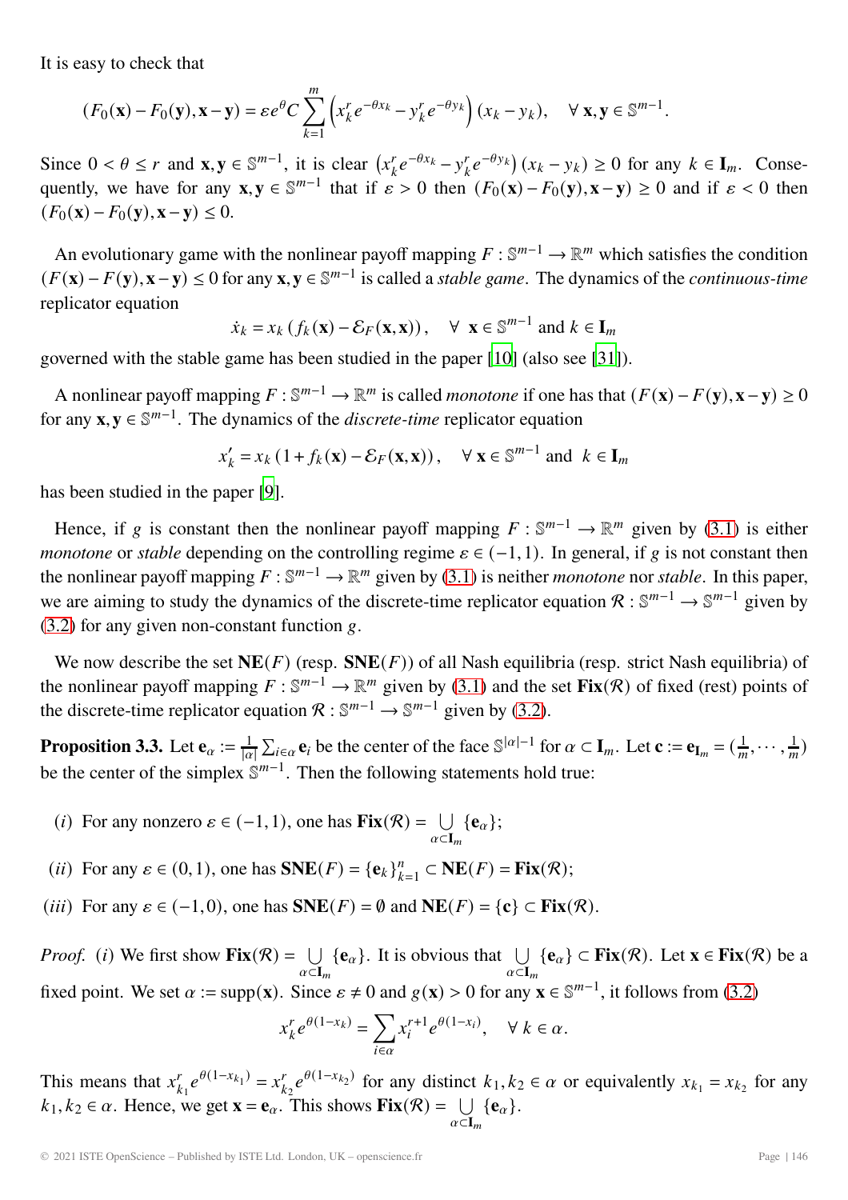It is easy to check that

$$(F_0(\mathbf{x}) - F_0(\mathbf{y}), \mathbf{x} - \mathbf{y}) = \varepsilon e^{\theta} C \sum_{k=1}^{m} \left( x_k^r e^{-\theta x_k} - y_k^r e^{-\theta y_k} \right)(x_k - y_k), \quad \forall\, \mathbf{x}, \mathbf{y} \in \mathbb{S}^{m-1}.$$

Since $0 < \theta \leq r$ and $\mathbf{x}, \mathbf{y} \in \mathbb{S}^{m-1}$, it is clear $\left( x_k^r e^{-\theta x_k} - y_k^r e^{-\theta y_k} \right)(x_k - y_k) \geq 0$ for any $k \in \mathbf{I}_m$. Consequently, we have for any $\mathbf{x}, \mathbf{y} \in \mathbb{S}^{m-1}$ that if $\varepsilon > 0$ then $(F_0(\mathbf{x}) - F_0(\mathbf{y}), \mathbf{x} - \mathbf{y}) \geq 0$ and if $\varepsilon < 0$ then $(F_0(\mathbf{x}) - F_0(\mathbf{y}), \mathbf{x} - \mathbf{y}) \leq 0$.

An evolutionary game with the nonlinear payoff mapping $F : \mathbb{S}^{m-1} \to \mathbb{R}^m$ which satisfies the condition $(F(\mathbf{x}) - F(\mathbf{y}), \mathbf{x} - \mathbf{y}) \leq 0$ for any $\mathbf{x}, \mathbf{y} \in \mathbb{S}^{m-1}$ is called a *stable game*. The dynamics of the *continuous-time* replicator equation

$$\dot{x}_k = x_k \left( f_k(\mathbf{x}) - \mathcal{E}_F(\mathbf{x}, \mathbf{x}) \right), \quad \forall\ \mathbf{x} \in \mathbb{S}^{m-1} \text{ and } k \in \mathbf{I}_m$$

governed with the stable game has been studied in the paper [10] (also see [31]).

A nonlinear payoff mapping $F : \mathbb{S}^{m-1} \to \mathbb{R}^m$ is called *monotone* if one has that $(F(\mathbf{x}) - F(\mathbf{y}), \mathbf{x} - \mathbf{y}) \geq 0$ for any $\mathbf{x}, \mathbf{y} \in \mathbb{S}^{m-1}$. The dynamics of the *discrete-time* replicator equation

$$x'_k = x_k \left( 1 + f_k(\mathbf{x}) - \mathcal{E}_F(\mathbf{x}, \mathbf{x}) \right), \quad \forall\, \mathbf{x} \in \mathbb{S}^{m-1} \text{ and } k \in \mathbf{I}_m$$

has been studied in the paper [9].

Hence, if $g$ is constant then the nonlinear payoff mapping $F : \mathbb{S}^{m-1} \to \mathbb{R}^m$ given by (3.1) is either *monotone* or *stable* depending on the controlling regime $\varepsilon \in (-1, 1)$. In general, if $g$ is not constant then the nonlinear payoff mapping $F : \mathbb{S}^{m-1} \to \mathbb{R}^m$ given by (3.1) is neither *monotone* nor *stable*. In this paper, we are aiming to study the dynamics of the discrete-time replicator equation $\mathcal{R} : \mathbb{S}^{m-1} \to \mathbb{S}^{m-1}$ given by (3.2) for any given non-constant function $g$.

We now describe the set $\mathbf{NE}(F)$ (resp. $\mathbf{SNE}(F)$) of all Nash equilibria (resp. strict Nash equilibria) of the nonlinear payoff mapping $F : \mathbb{S}^{m-1} \to \mathbb{R}^m$ given by (3.1) and the set $\mathbf{Fix}(\mathcal{R})$ of fixed (rest) points of the discrete-time replicator equation $\mathcal{R} : \mathbb{S}^{m-1} \to \mathbb{S}^{m-1}$ given by (3.2).

**Proposition 3.3.** Let $\mathbf{e}_\alpha := \frac{1}{|\alpha|} \sum_{i \in \alpha} \mathbf{e}_i$ be the center of the face $\mathbb{S}^{|\alpha|-1}$ for $\alpha \subset \mathbf{I}_m$. Let $\mathbf{c} := \mathbf{e}_{\mathbf{I}_m} = (\frac{1}{m}, \cdots, \frac{1}{m})$ be the center of the simplex $\mathbb{S}^{m-1}$. Then the following statements hold true:

$(i)$ For any nonzero $\varepsilon \in (-1, 1)$, one has $\mathbf{Fix}(\mathcal{R}) = \bigcup_{\alpha \subset \mathbf{I}_m} \{\mathbf{e}_\alpha\}$;

$(ii)$ For any $\varepsilon \in (0, 1)$, one has $\mathbf{SNE}(F) = \{\mathbf{e}_k\}_{k=1}^n \subset \mathbf{NE}(F) = \mathbf{Fix}(\mathcal{R})$;

$(iii)$ For any $\varepsilon \in (-1, 0)$, one has $\mathbf{SNE}(F) = \emptyset$ and $\mathbf{NE}(F) = \{\mathbf{c}\} \subset \mathbf{Fix}(\mathcal{R})$.

*Proof.* $(i)$ We first show $\mathbf{Fix}(\mathcal{R}) = \bigcup_{\alpha \subset \mathbf{I}_m} \{\mathbf{e}_\alpha\}$. It is obvious that $\bigcup_{\alpha \subset \mathbf{I}_m} \{\mathbf{e}_\alpha\} \subset \mathbf{Fix}(\mathcal{R})$. Let $\mathbf{x} \in \mathbf{Fix}(\mathcal{R})$ be a fixed point. We set $\alpha := \operatorname{supp}(\mathbf{x})$. Since $\varepsilon \neq 0$ and $g(\mathbf{x}) > 0$ for any $\mathbf{x} \in \mathbb{S}^{m-1}$, it follows from (3.2)

$$x_k^r e^{\theta(1 - x_k)} = \sum_{i \in \alpha} x_i^{r+1} e^{\theta(1 - x_i)}, \quad \forall\ k \in \alpha.$$

This means that $x_{k_1}^r e^{\theta(1 - x_{k_1})} = x_{k_2}^r e^{\theta(1 - x_{k_2})}$ for any distinct $k_1, k_2 \in \alpha$ or equivalently $x_{k_1} = x_{k_2}$ for any $k_1, k_2 \in \alpha$. Hence, we get $\mathbf{x} = \mathbf{e}_\alpha$. This shows $\mathbf{Fix}(\mathcal{R}) = \bigcup_{\alpha \subset \mathbf{I}_m} \{\mathbf{e}_\alpha\}$.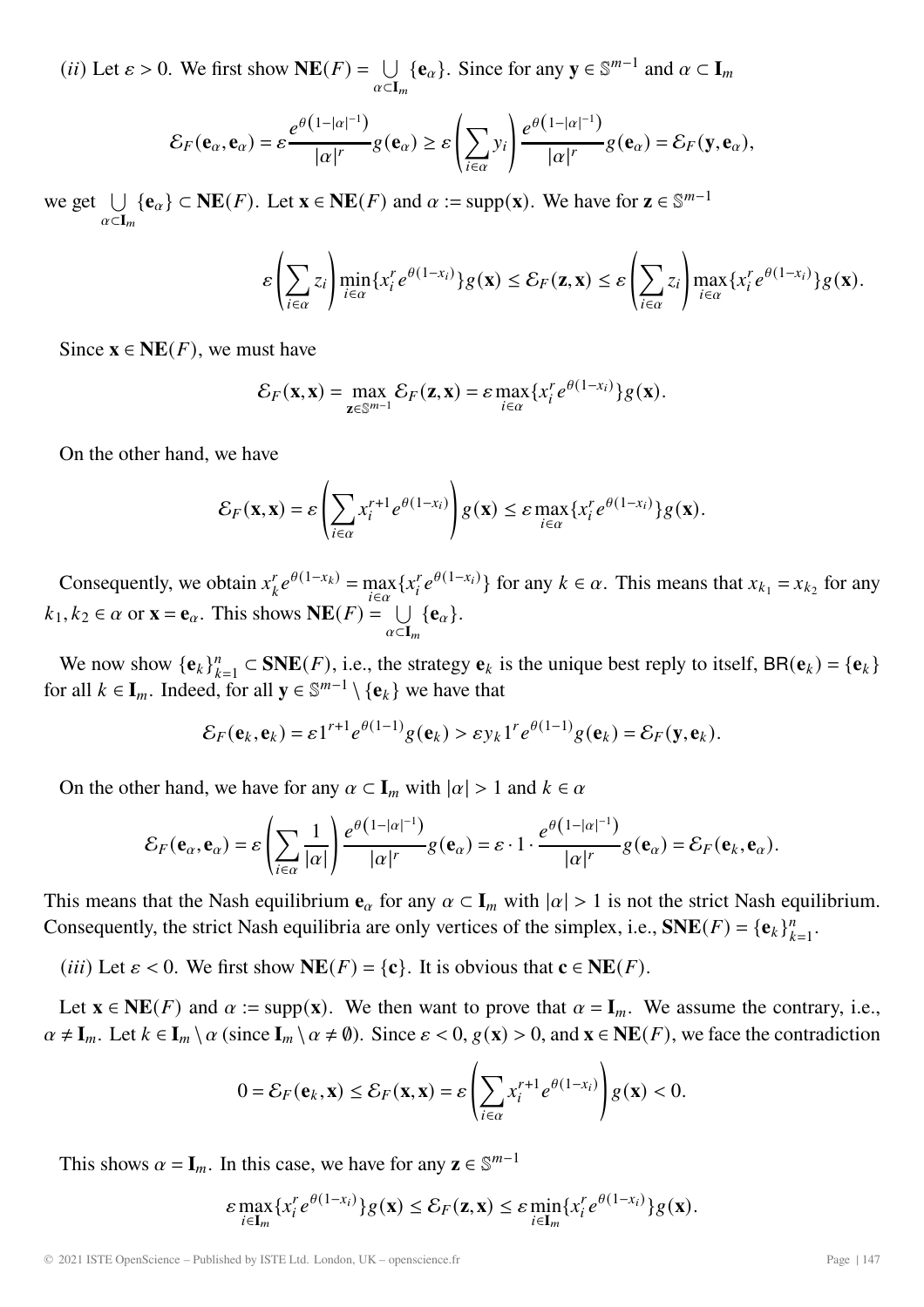$(ii)$ Let $\varepsilon > 0$. We first show $\mathbf{NE}(F) = \bigcup_{\alpha\subset\mathbf{I}_m} \{\mathbf{e}_\alpha\}$. Since for any $\mathbf{y} \in \mathbb{S}^{m-1}$ and $\alpha \subset \mathbf{I}_m$

$$\mathcal{E}_F(\mathbf{e}_\alpha, \mathbf{e}_\alpha) = \varepsilon \frac{e^{\theta\left(1-|\alpha|^{-1}\right)}}{|\alpha|^r} g(\mathbf{e}_\alpha) \geq \varepsilon \left(\sum_{i\in\alpha} y_i\right) \frac{e^{\theta\left(1-|\alpha|^{-1}\right)}}{|\alpha|^r} g(\mathbf{e}_\alpha) = \mathcal{E}_F(\mathbf{y}, \mathbf{e}_\alpha),$$

we get $\bigcup_{\alpha\subset\mathbf{I}_m} \{\mathbf{e}_\alpha\} \subset \mathbf{NE}(F)$. Let $\mathbf{x} \in \mathbf{NE}(F)$ and $\alpha := \operatorname{supp}(\mathbf{x})$. We have for $\mathbf{z} \in \mathbb{S}^{m-1}$

$$\varepsilon \left(\sum_{i\in\alpha} z_i\right) \min_{i\in\alpha} \{x_i^r e^{\theta(1-x_i)}\} g(\mathbf{x}) \leq \mathcal{E}_F(\mathbf{z}, \mathbf{x}) \leq \varepsilon \left(\sum_{i\in\alpha} z_i\right) \max_{i\in\alpha} \{x_i^r e^{\theta(1-x_i)}\} g(\mathbf{x}).$$

Since $\mathbf{x} \in \mathbf{NE}(F)$, we must have

$$\mathcal{E}_F(\mathbf{x}, \mathbf{x}) = \max_{\mathbf{z}\in\mathbb{S}^{m-1}} \mathcal{E}_F(\mathbf{z}, \mathbf{x}) = \varepsilon \max_{i\in\alpha} \{x_i^r e^{\theta(1-x_i)}\} g(\mathbf{x}).$$

On the other hand, we have

$$\mathcal{E}_F(\mathbf{x}, \mathbf{x}) = \varepsilon \left(\sum_{i\in\alpha} x_i^{r+1} e^{\theta(1-x_i)}\right) g(\mathbf{x}) \leq \varepsilon \max_{i\in\alpha} \{x_i^r e^{\theta(1-x_i)}\} g(\mathbf{x}).$$

Consequently, we obtain $x_k^r e^{\theta(1-x_k)} = \max_{i\in\alpha} \{x_i^r e^{\theta(1-x_i)}\}$ for any $k \in \alpha$. This means that $x_{k_1} = x_{k_2}$ for any $k_1, k_2 \in \alpha$ or $\mathbf{x} = \mathbf{e}_\alpha$. This shows $\mathbf{NE}(F) = \bigcup_{\alpha\subset\mathbf{I}_m} \{\mathbf{e}_\alpha\}$.

We now show $\{\mathbf{e}_k\}_{k=1}^n \subset \mathbf{SNE}(F)$, i.e., the strategy $\mathbf{e}_k$ is the unique best reply to itself, $\mathsf{BR}(\mathbf{e}_k) = \{\mathbf{e}_k\}$ for all $k \in \mathbf{I}_m$. Indeed, for all $\mathbf{y} \in \mathbb{S}^{m-1} \setminus \{\mathbf{e}_k\}$ we have that

$$\mathcal{E}_F(\mathbf{e}_k, \mathbf{e}_k) = \varepsilon 1^{r+1} e^{\theta(1-1)} g(\mathbf{e}_k) > \varepsilon y_k 1^r e^{\theta(1-1)} g(\mathbf{e}_k) = \mathcal{E}_F(\mathbf{y}, \mathbf{e}_k).$$

On the other hand, we have for any $\alpha \subset \mathbf{I}_m$ with $|\alpha| > 1$ and $k \in \alpha$

$$\mathcal{E}_F(\mathbf{e}_\alpha, \mathbf{e}_\alpha) = \varepsilon \left(\sum_{i\in\alpha} \frac{1}{|\alpha|}\right) \frac{e^{\theta\left(1-|\alpha|^{-1}\right)}}{|\alpha|^r} g(\mathbf{e}_\alpha) = \varepsilon \cdot 1 \cdot \frac{e^{\theta\left(1-|\alpha|^{-1}\right)}}{|\alpha|^r} g(\mathbf{e}_\alpha) = \mathcal{E}_F(\mathbf{e}_k, \mathbf{e}_\alpha).$$

This means that the Nash equilibrium $\mathbf{e}_\alpha$ for any $\alpha \subset \mathbf{I}_m$ with $|\alpha| > 1$ is not the strict Nash equilibrium. Consequently, the strict Nash equilibria are only vertices of the simplex, i.e., $\mathbf{SNE}(F) = \{\mathbf{e}_k\}_{k=1}^n$.

$(iii)$ Let $\varepsilon < 0$. We first show $\mathbf{NE}(F) = \{\mathbf{c}\}$. It is obvious that $\mathbf{c} \in \mathbf{NE}(F)$.

Let $\mathbf{x} \in \mathbf{NE}(F)$ and $\alpha := \operatorname{supp}(\mathbf{x})$. We then want to prove that $\alpha = \mathbf{I}_m$. We assume the contrary, i.e., $\alpha \neq \mathbf{I}_m$. Let $k \in \mathbf{I}_m \setminus \alpha$ (since $\mathbf{I}_m \setminus \alpha \neq \emptyset$). Since $\varepsilon < 0$, $g(\mathbf{x}) > 0$, and $\mathbf{x} \in \mathbf{NE}(F)$, we face the contradiction

$$0 = \mathcal{E}_F(\mathbf{e}_k, \mathbf{x}) \leq \mathcal{E}_F(\mathbf{x}, \mathbf{x}) = \varepsilon \left(\sum_{i\in\alpha} x_i^{r+1} e^{\theta(1-x_i)}\right) g(\mathbf{x}) < 0.$$

This shows $\alpha = \mathbf{I}_m$. In this case, we have for any $\mathbf{z} \in \mathbb{S}^{m-1}$

$$\varepsilon \max_{i\in\mathbf{I}_m} \{x_i^r e^{\theta(1-x_i)}\} g(\mathbf{x}) \leq \mathcal{E}_F(\mathbf{z}, \mathbf{x}) \leq \varepsilon \min_{i\in\mathbf{I}_m} \{x_i^r e^{\theta(1-x_i)}\} g(\mathbf{x}).$$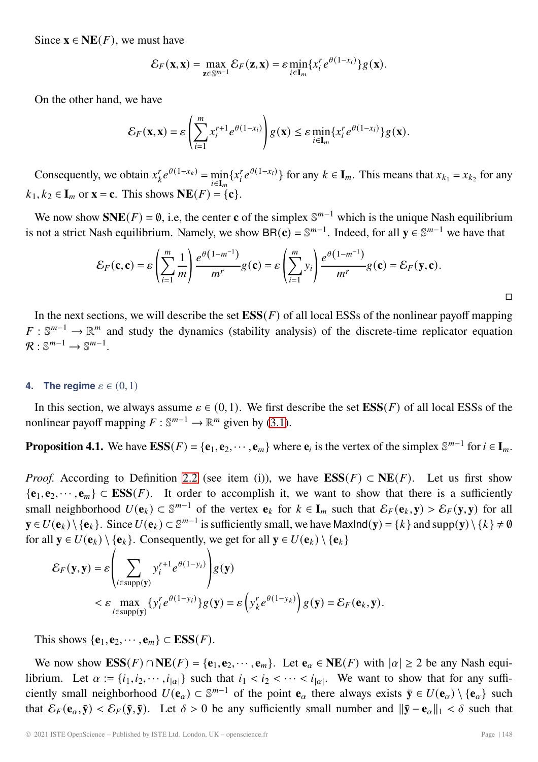Since $\mathbf{x} \in \mathbf{NE}(F)$, we must have

$$\mathcal{E}_F(\mathbf{x},\mathbf{x}) = \max_{\mathbf{z}\in\mathbb{S}^{m-1}} \mathcal{E}_F(\mathbf{z},\mathbf{x}) = \varepsilon \min_{i\in\mathbf{I}_m}\{x_i^r e^{\theta(1-x_i)}\} g(\mathbf{x}).$$

On the other hand, we have

$$\mathcal{E}_F(\mathbf{x},\mathbf{x}) = \varepsilon \left(\sum_{i=1}^m x_i^{r+1} e^{\theta(1-x_i)}\right) g(\mathbf{x}) \leq \varepsilon \min_{i\in\mathbf{I}_m}\{x_i^r e^{\theta(1-x_i)}\} g(\mathbf{x}).$$

Consequently, we obtain $x_k^r e^{\theta(1-x_k)} = \min_{i\in\mathbf{I}_m}\{x_i^r e^{\theta(1-x_i)}\}$ for any $k \in \mathbf{I}_m$. This means that $x_{k_1} = x_{k_2}$ for any $k_1, k_2 \in \mathbf{I}_m$ or $\mathbf{x} = \mathbf{c}$. This shows $\mathbf{NE}(F) = \{\mathbf{c}\}$.

We now show $\mathbf{SNE}(F) = \emptyset$, i.e, the center $\mathbf{c}$ of the simplex $\mathbb{S}^{m-1}$ which is the unique Nash equilibrium is not a strict Nash equilibrium. Namely, we show $\mathsf{BR}(\mathbf{c}) = \mathbb{S}^{m-1}$. Indeed, for all $\mathbf{y} \in \mathbb{S}^{m-1}$ we have that

$$\mathcal{E}_F(\mathbf{c},\mathbf{c}) = \varepsilon \left(\sum_{i=1}^m \frac{1}{m}\right) \frac{e^{\theta\left(1-m^{-1}\right)}}{m^r} g(\mathbf{c}) = \varepsilon \left(\sum_{i=1}^m y_i\right) \frac{e^{\theta\left(1-m^{-1}\right)}}{m^r} g(\mathbf{c}) = \mathcal{E}_F(\mathbf{y},\mathbf{c}).$$

□

In the next sections, we will describe the set $\mathbf{ESS}(F)$ of all local ESSs of the nonlinear payoff mapping $F : \mathbb{S}^{m-1} \to \mathbb{R}^m$ and study the dynamics (stability analysis) of the discrete-time replicator equation $\mathcal{R} : \mathbb{S}^{m-1} \to \mathbb{S}^{m-1}$.

## 4. The regime $\varepsilon \in (0,1)$

In this section, we always assume $\varepsilon \in (0,1)$. We first describe the set $\mathbf{ESS}(F)$ of all local ESSs of the nonlinear payoff mapping $F : \mathbb{S}^{m-1} \to \mathbb{R}^m$ given by (3.1).

**Proposition 4.1.** We have $\mathbf{ESS}(F) = \{\mathbf{e}_1, \mathbf{e}_2, \cdots, \mathbf{e}_m\}$ where $\mathbf{e}_i$ is the vertex of the simplex $\mathbb{S}^{m-1}$ for $i \in \mathbf{I}_m$.

*Proof.* According to Definition 2.2 (see item (i)), we have $\mathbf{ESS}(F) \subset \mathbf{NE}(F)$. Let us first show $\{\mathbf{e}_1, \mathbf{e}_2, \cdots, \mathbf{e}_m\} \subset \mathbf{ESS}(F)$. It order to accomplish it, we want to show that there is a sufficiently small neighborhood $U(\mathbf{e}_k) \subset \mathbb{S}^{m-1}$ of the vertex $\mathbf{e}_k$ for $k \in \mathbf{I}_m$ such that $\mathcal{E}_F(\mathbf{e}_k,\mathbf{y}) > \mathcal{E}_F(\mathbf{y},\mathbf{y})$ for all $\mathbf{y} \in U(\mathbf{e}_k) \setminus \{\mathbf{e}_k\}$. Since $U(\mathbf{e}_k) \subset \mathbb{S}^{m-1}$ is sufficiently small, we have $\mathsf{MaxInd}(\mathbf{y}) = \{k\}$ and $\mathrm{supp}(\mathbf{y}) \setminus \{k\} \neq \emptyset$ for all $\mathbf{y} \in U(\mathbf{e}_k) \setminus \{\mathbf{e}_k\}$. Consequently, we get for all $\mathbf{y} \in U(\mathbf{e}_k) \setminus \{\mathbf{e}_k\}$

$$\begin{aligned}
\mathcal{E}_F(\mathbf{y},\mathbf{y}) &= \varepsilon \left(\sum_{i\in\mathrm{supp}(\mathbf{y})} y_i^{r+1} e^{\theta(1-y_i)}\right) g(\mathbf{y}) \\
&< \varepsilon \max_{i\in\mathrm{supp}(\mathbf{y})}\{y_i^r e^{\theta(1-y_i)}\} g(\mathbf{y}) = \varepsilon \left(y_k^r e^{\theta(1-y_k)}\right) g(\mathbf{y}) = \mathcal{E}_F(\mathbf{e}_k,\mathbf{y}).
\end{aligned}$$

This shows $\{\mathbf{e}_1, \mathbf{e}_2, \cdots, \mathbf{e}_m\} \subset \mathbf{ESS}(F)$.

We now show $\mathbf{ESS}(F) \cap \mathbf{NE}(F) = \{\mathbf{e}_1, \mathbf{e}_2, \cdots, \mathbf{e}_m\}$. Let $\mathbf{e}_\alpha \in \mathbf{NE}(F)$ with $|\alpha| \geq 2$ be any Nash equilibrium. Let $\alpha := \{i_1, i_2, \cdots, i_{|\alpha|}\}$ such that $i_1 < i_2 < \cdots < i_{|\alpha|}$. We want to show that for any sufficiently small neighborhood $U(\mathbf{e}_\alpha) \subset \mathbb{S}^{m-1}$ of the point $\mathbf{e}_\alpha$ there always exists $\bar{\mathbf{y}} \in U(\mathbf{e}_\alpha) \setminus \{\mathbf{e}_\alpha\}$ such that $\mathcal{E}_F(\mathbf{e}_\alpha, \bar{\mathbf{y}}) < \mathcal{E}_F(\bar{\mathbf{y}}, \bar{\mathbf{y}})$. Let $\delta > 0$ be any sufficiently small number and $\|\bar{\mathbf{y}} - \mathbf{e}_\alpha\|_1 < \delta$ such that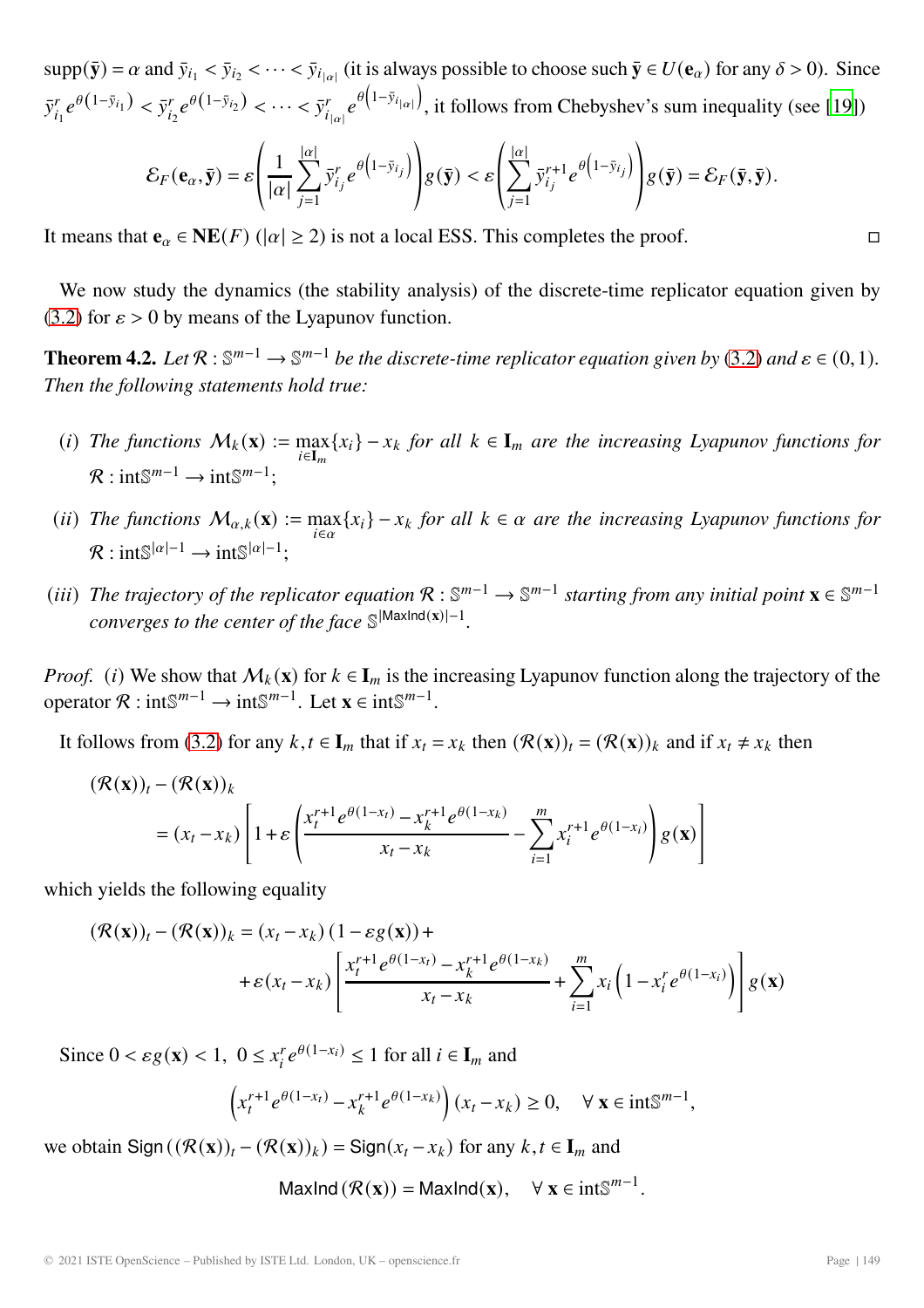$\text{supp}(\bar{\mathbf{y}}) = \alpha$ and $\bar{y}_{i_1} < \bar{y}_{i_2} < \cdots < \bar{y}_{i_{|\alpha|}}$ (it is always possible to choose such $\bar{\mathbf{y}} \in U(\mathbf{e}_\alpha)$ for any $\delta > 0$). Since $\bar{y}_{i_1}^r e^{\theta(1-\bar{y}_{i_1})} < \bar{y}_{i_2}^r e^{\theta(1-\bar{y}_{i_2})} < \cdots < \bar{y}_{i_{|\alpha|}}^r e^{\theta\left(1-\bar{y}_{i_{|\alpha|}}\right)}$, it follows from Chebyshev's sum inequality (see [19])

$$\mathcal{E}_F(\mathbf{e}_\alpha, \bar{\mathbf{y}}) = \varepsilon\left(\frac{1}{|\alpha|}\sum_{j=1}^{|\alpha|} \bar{y}_{i_j}^r e^{\theta\left(1-\bar{y}_{i_j}\right)}\right) g(\bar{\mathbf{y}}) < \varepsilon\left(\sum_{j=1}^{|\alpha|} \bar{y}_{i_j}^{r+1} e^{\theta\left(1-\bar{y}_{i_j}\right)}\right) g(\bar{\mathbf{y}}) = \mathcal{E}_F(\bar{\mathbf{y}}, \bar{\mathbf{y}}).$$

It means that $\mathbf{e}_\alpha \in \mathbf{NE}(F)$ ($|\alpha| \geq 2$) is not a local ESS. This completes the proof. □

We now study the dynamics (the stability analysis) of the discrete-time replicator equation given by (3.2) for $\varepsilon > 0$ by means of the Lyapunov function.

**Theorem 4.2.** *Let $\mathcal{R} : \mathbb{S}^{m-1} \to \mathbb{S}^{m-1}$ be the discrete-time replicator equation given by (3.2) and $\varepsilon \in (0,1)$. Then the following statements hold true:*

- $(i)$ *The functions $\mathcal{M}_k(\mathbf{x}) := \max_{i \in \mathbf{I}_m}\{x_i\} - x_k$ for all $k \in \mathbf{I}_m$ are the increasing Lyapunov functions for $\mathcal{R} : \text{int}\mathbb{S}^{m-1} \to \text{int}\mathbb{S}^{m-1}$;*
- $(ii)$ *The functions $\mathcal{M}_{\alpha,k}(\mathbf{x}) := \max_{i \in \alpha}\{x_i\} - x_k$ for all $k \in \alpha$ are the increasing Lyapunov functions for $\mathcal{R} : \text{int}\mathbb{S}^{|\alpha|-1} \to \text{int}\mathbb{S}^{|\alpha|-1}$;*
- $(iii)$ *The trajectory of the replicator equation $\mathcal{R} : \mathbb{S}^{m-1} \to \mathbb{S}^{m-1}$ starting from any initial point $\mathbf{x} \in \mathbb{S}^{m-1}$ converges to the center of the face $\mathbb{S}^{|\mathsf{MaxInd}(\mathbf{x})|-1}$.*

*Proof.* $(i)$ We show that $\mathcal{M}_k(\mathbf{x})$ for $k \in \mathbf{I}_m$ is the increasing Lyapunov function along the trajectory of the operator $\mathcal{R} : \text{int}\mathbb{S}^{m-1} \to \text{int}\mathbb{S}^{m-1}$. Let $\mathbf{x} \in \text{int}\mathbb{S}^{m-1}$.

It follows from (3.2) for any $k, t \in \mathbf{I}_m$ that if $x_t = x_k$ then $(\mathcal{R}(\mathbf{x}))_t = (\mathcal{R}(\mathbf{x}))_k$ and if $x_t \neq x_k$ then

$$\begin{aligned}
&(\mathcal{R}(\mathbf{x}))_t - (\mathcal{R}(\mathbf{x}))_k \\
&\quad = (x_t - x_k)\left[1 + \varepsilon\left(\frac{x_t^{r+1}e^{\theta(1-x_t)} - x_k^{r+1}e^{\theta(1-x_k)}}{x_t - x_k} - \sum_{i=1}^m x_i^{r+1}e^{\theta(1-x_i)}\right)g(\mathbf{x})\right]
\end{aligned}$$

which yields the following equality

$$\begin{aligned}
(\mathcal{R}(\mathbf{x}))_t - (\mathcal{R}(\mathbf{x}))_k &= (x_t - x_k)\left(1 - \varepsilon g(\mathbf{x})\right) + \\
&\quad + \varepsilon(x_t - x_k)\left[\frac{x_t^{r+1}e^{\theta(1-x_t)} - x_k^{r+1}e^{\theta(1-x_k)}}{x_t - x_k} + \sum_{i=1}^m x_i\left(1 - x_i^r e^{\theta(1-x_i)}\right)\right]g(\mathbf{x})
\end{aligned}$$

Since $0 < \varepsilon g(\mathbf{x}) < 1$, $0 \leq x_i^r e^{\theta(1-x_i)} \leq 1$ for all $i \in \mathbf{I}_m$ and

$$\left(x_t^{r+1}e^{\theta(1-x_t)} - x_k^{r+1}e^{\theta(1-x_k)}\right)(x_t - x_k) \geq 0, \quad \forall\, \mathbf{x} \in \text{int}\mathbb{S}^{m-1},$$

we obtain $\mathsf{Sign}\left((\mathcal{R}(\mathbf{x}))_t - (\mathcal{R}(\mathbf{x}))_k\right) = \mathsf{Sign}(x_t - x_k)$ for any $k, t \in \mathbf{I}_m$ and

$$\mathsf{MaxInd}\left(\mathcal{R}(\mathbf{x})\right) = \mathsf{MaxInd}(\mathbf{x}), \quad \forall\, \mathbf{x} \in \text{int}\mathbb{S}^{m-1}.$$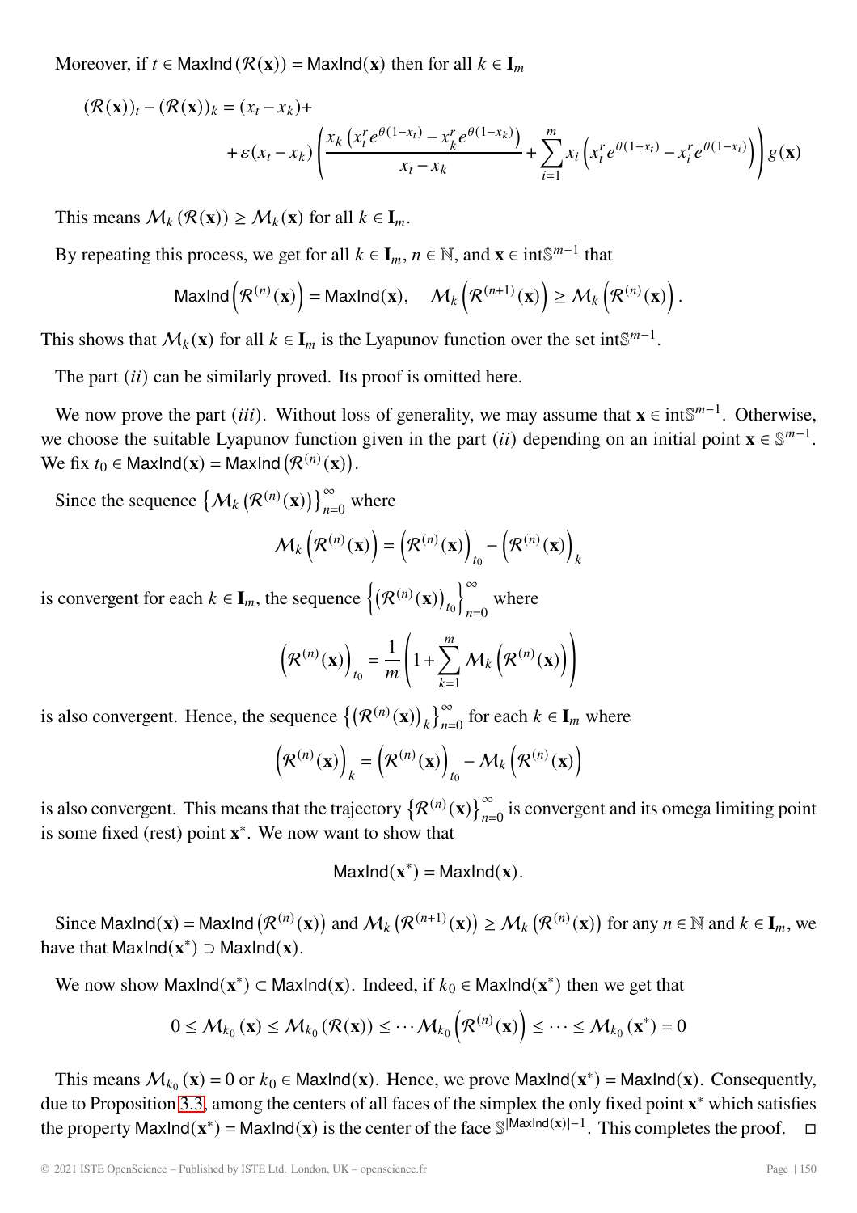Moreover, if $t \in \mathsf{MaxInd}(\mathcal{R}(\mathbf{x})) = \mathsf{MaxInd}(\mathbf{x})$ then for all $k \in \mathbf{I}_m$

$$
\begin{aligned}
(\mathcal{R}(\mathbf{x}))_t - (\mathcal{R}(\mathbf{x}))_k &= (x_t - x_k) + \\
&+ \varepsilon(x_t - x_k)\left(\frac{x_k\left(x_t^r e^{\theta(1-x_t)} - x_k^r e^{\theta(1-x_k)}\right)}{x_t - x_k} + \sum_{i=1}^{m} x_i\left(x_t^r e^{\theta(1-x_t)} - x_i^r e^{\theta(1-x_i)}\right)\right) g(\mathbf{x})
\end{aligned}
$$

This means $\mathcal{M}_k(\mathcal{R}(\mathbf{x})) \geq \mathcal{M}_k(\mathbf{x})$ for all $k \in \mathbf{I}_m$.

By repeating this process, we get for all $k \in \mathbf{I}_m$, $n \in \mathbb{N}$, and $\mathbf{x} \in \mathrm{int}\mathbb{S}^{m-1}$ that

$$
\mathsf{MaxInd}\left(\mathcal{R}^{(n)}(\mathbf{x})\right) = \mathsf{MaxInd}(\mathbf{x}), \quad \mathcal{M}_k\left(\mathcal{R}^{(n+1)}(\mathbf{x})\right) \geq \mathcal{M}_k\left(\mathcal{R}^{(n)}(\mathbf{x})\right).
$$

This shows that $\mathcal{M}_k(\mathbf{x})$ for all $k \in \mathbf{I}_m$ is the Lyapunov function over the set $\mathrm{int}\mathbb{S}^{m-1}$.

The part $(ii)$ can be similarly proved. Its proof is omitted here.

We now prove the part $(iii)$. Without loss of generality, we may assume that $\mathbf{x} \in \mathrm{int}\mathbb{S}^{m-1}$. Otherwise, we choose the suitable Lyapunov function given in the part $(ii)$ depending on an initial point $\mathbf{x} \in \mathbb{S}^{m-1}$. We fix $t_0 \in \mathsf{MaxInd}(\mathbf{x}) = \mathsf{MaxInd}\left(\mathcal{R}^{(n)}(\mathbf{x})\right)$.

Since the sequence $\left\{\mathcal{M}_k\left(\mathcal{R}^{(n)}(\mathbf{x})\right)\right\}_{n=0}^{\infty}$ where

$$
\mathcal{M}_k\left(\mathcal{R}^{(n)}(\mathbf{x})\right) = \left(\mathcal{R}^{(n)}(\mathbf{x})\right)_{t_0} - \left(\mathcal{R}^{(n)}(\mathbf{x})\right)_k
$$

is convergent for each $k \in \mathbf{I}_m$, the sequence $\left\{\left(\mathcal{R}^{(n)}(\mathbf{x})\right)_{t_0}\right\}_{n=0}^{\infty}$ where

$$
\left(\mathcal{R}^{(n)}(\mathbf{x})\right)_{t_0} = \frac{1}{m}\left(1 + \sum_{k=1}^{m} \mathcal{M}_k\left(\mathcal{R}^{(n)}(\mathbf{x})\right)\right)
$$

is also convergent. Hence, the sequence $\left\{\left(\mathcal{R}^{(n)}(\mathbf{x})\right)_k\right\}_{n=0}^{\infty}$ for each $k \in \mathbf{I}_m$ where

$$
\left(\mathcal{R}^{(n)}(\mathbf{x})\right)_k = \left(\mathcal{R}^{(n)}(\mathbf{x})\right)_{t_0} - \mathcal{M}_k\left(\mathcal{R}^{(n)}(\mathbf{x})\right)
$$

is also convergent. This means that the trajectory $\left\{\mathcal{R}^{(n)}(\mathbf{x})\right\}_{n=0}^{\infty}$ is convergent and its omega limiting point is some fixed (rest) point $\mathbf{x}^*$. We now want to show that

$$
\mathsf{MaxInd}(\mathbf{x}^*) = \mathsf{MaxInd}(\mathbf{x}).
$$

Since $\mathsf{MaxInd}(\mathbf{x}) = \mathsf{MaxInd}\left(\mathcal{R}^{(n)}(\mathbf{x})\right)$ and $\mathcal{M}_k\left(\mathcal{R}^{(n+1)}(\mathbf{x})\right) \geq \mathcal{M}_k\left(\mathcal{R}^{(n)}(\mathbf{x})\right)$ for any $n \in \mathbb{N}$ and $k \in \mathbf{I}_m$, we have that $\mathsf{MaxInd}(\mathbf{x}^*) \supset \mathsf{MaxInd}(\mathbf{x})$.

We now show $\mathsf{MaxInd}(\mathbf{x}^*) \subset \mathsf{MaxInd}(\mathbf{x})$. Indeed, if $k_0 \in \mathsf{MaxInd}(\mathbf{x}^*)$ then we get that

$$
0 \leq \mathcal{M}_{k_0}(\mathbf{x}) \leq \mathcal{M}_{k_0}(\mathcal{R}(\mathbf{x})) \leq \cdots \mathcal{M}_{k_0}\left(\mathcal{R}^{(n)}(\mathbf{x})\right) \leq \cdots \leq \mathcal{M}_{k_0}(\mathbf{x}^*) = 0
$$

This means $\mathcal{M}_{k_0}(\mathbf{x}) = 0$ or $k_0 \in \mathsf{MaxInd}(\mathbf{x})$. Hence, we prove $\mathsf{MaxInd}(\mathbf{x}^*) = \mathsf{MaxInd}(\mathbf{x})$. Consequently, due to Proposition 3.3, among the centers of all faces of the simplex the only fixed point $\mathbf{x}^*$ which satisfies the property $\mathsf{MaxInd}(\mathbf{x}^*) = \mathsf{MaxInd}(\mathbf{x})$ is the center of the face $\mathbb{S}^{|\mathsf{MaxInd}(\mathbf{x})|-1}$. This completes the proof. $\square$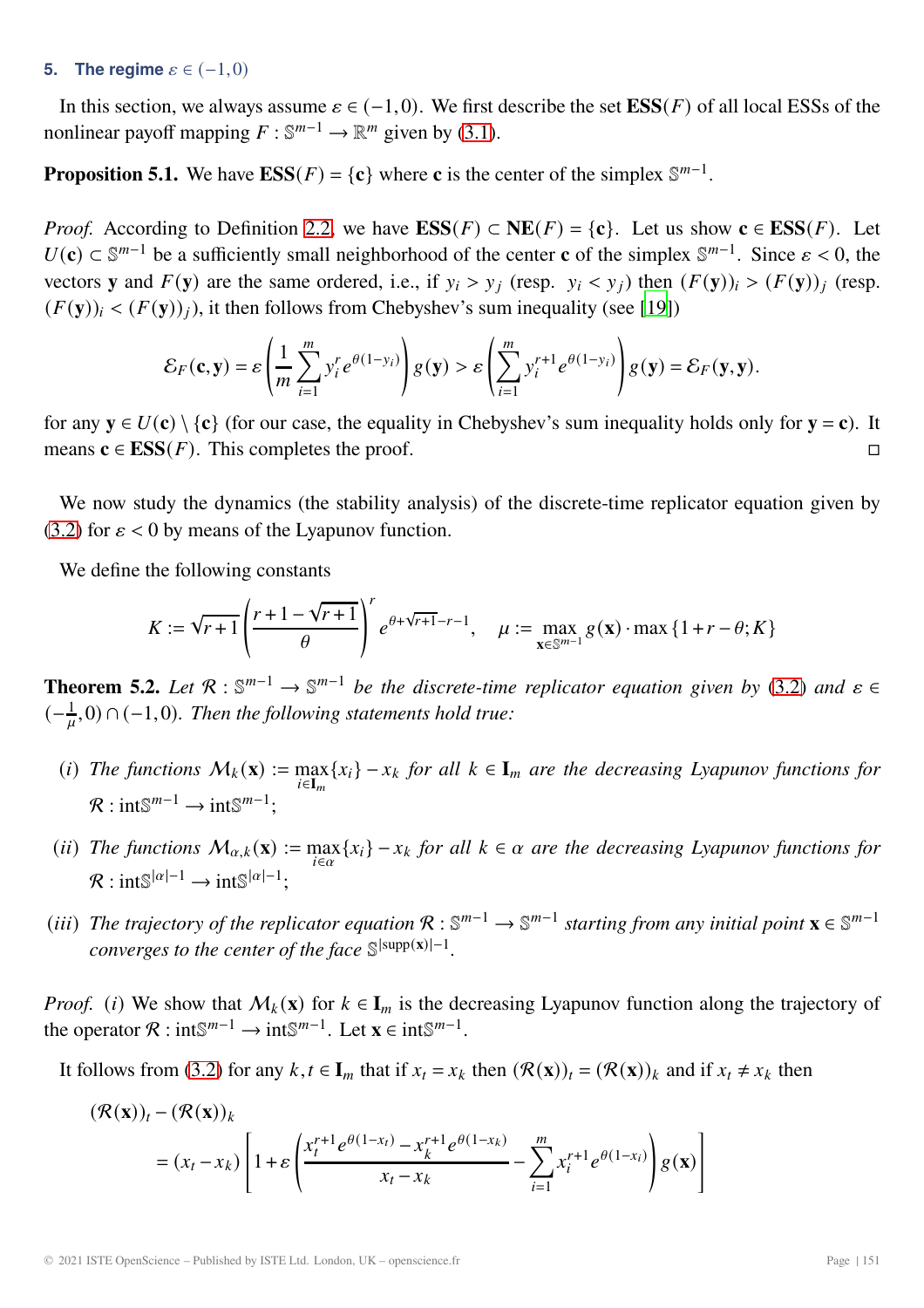## 5. The regime $\varepsilon \in (-1, 0)$

In this section, we always assume $\varepsilon \in (-1, 0)$. We first describe the set $\mathbf{ESS}(F)$ of all local ESSs of the nonlinear payoff mapping $F : \mathbb{S}^{m-1} \to \mathbb{R}^m$ given by (3.1).

**Proposition 5.1.** We have $\mathbf{ESS}(F) = \{\mathbf{c}\}$ where $\mathbf{c}$ is the center of the simplex $\mathbb{S}^{m-1}$.

*Proof.* According to Definition 2.2, we have $\mathbf{ESS}(F) \subset \mathbf{NE}(F) = \{\mathbf{c}\}$. Let us show $\mathbf{c} \in \mathbf{ESS}(F)$. Let $U(\mathbf{c}) \subset \mathbb{S}^{m-1}$ be a sufficiently small neighborhood of the center $\mathbf{c}$ of the simplex $\mathbb{S}^{m-1}$. Since $\varepsilon < 0$, the vectors $\mathbf{y}$ and $F(\mathbf{y})$ are the same ordered, i.e., if $y_i > y_j$ (resp. $y_i < y_j$) then $(F(\mathbf{y}))_i > (F(\mathbf{y}))_j$ (resp. $(F(\mathbf{y}))_i < (F(\mathbf{y}))_j$), it then follows from Chebyshev's sum inequality (see [19])

$$\mathcal{E}_F(\mathbf{c}, \mathbf{y}) = \varepsilon \left( \frac{1}{m} \sum_{i=1}^{m} y_i^r e^{\theta(1-y_i)} \right) g(\mathbf{y}) > \varepsilon \left( \sum_{i=1}^{m} y_i^{r+1} e^{\theta(1-y_i)} \right) g(\mathbf{y}) = \mathcal{E}_F(\mathbf{y}, \mathbf{y}).$$

for any $\mathbf{y} \in U(\mathbf{c}) \setminus \{\mathbf{c}\}$ (for our case, the equality in Chebyshev's sum inequality holds only for $\mathbf{y} = \mathbf{c}$). It means $\mathbf{c} \in \mathbf{ESS}(F)$. This completes the proof. $\square$

We now study the dynamics (the stability analysis) of the discrete-time replicator equation given by (3.2) for $\varepsilon < 0$ by means of the Lyapunov function.

We define the following constants

$$K := \sqrt{r+1} \left( \frac{r + 1 - \sqrt{r+1}}{\theta} \right)^r e^{\theta + \sqrt{r+1} - r - 1}, \quad \mu := \max_{\mathbf{x} \in \mathbb{S}^{m-1}} g(\mathbf{x}) \cdot \max\{1 + r - \theta; K\}$$

**Theorem 5.2.** *Let $\mathcal{R} : \mathbb{S}^{m-1} \to \mathbb{S}^{m-1}$ be the discrete-time replicator equation given by (3.2) and $\varepsilon \in (-\frac{1}{\mu}, 0) \cap (-1, 0)$. Then the following statements hold true:*

(*i*) *The functions $\mathcal{M}_k(\mathbf{x}) := \max_{i \in \mathbf{I}_m}\{x_i\} - x_k$ for all $k \in \mathbf{I}_m$ are the decreasing Lyapunov functions for $\mathcal{R} : \mathrm{int}\mathbb{S}^{m-1} \to \mathrm{int}\mathbb{S}^{m-1}$;*

(*ii*) *The functions $\mathcal{M}_{\alpha,k}(\mathbf{x}) := \max_{i \in \alpha}\{x_i\} - x_k$ for all $k \in \alpha$ are the decreasing Lyapunov functions for $\mathcal{R} : \mathrm{int}\mathbb{S}^{|\alpha|-1} \to \mathrm{int}\mathbb{S}^{|\alpha|-1}$;*

(*iii*) *The trajectory of the replicator equation $\mathcal{R} : \mathbb{S}^{m-1} \to \mathbb{S}^{m-1}$ starting from any initial point $\mathbf{x} \in \mathbb{S}^{m-1}$ converges to the center of the face $\mathbb{S}^{|\mathrm{supp}(\mathbf{x})|-1}$.*

*Proof.* (*i*) We show that $\mathcal{M}_k(\mathbf{x})$ for $k \in \mathbf{I}_m$ is the decreasing Lyapunov function along the trajectory of the operator $\mathcal{R} : \mathrm{int}\mathbb{S}^{m-1} \to \mathrm{int}\mathbb{S}^{m-1}$. Let $\mathbf{x} \in \mathrm{int}\mathbb{S}^{m-1}$.

It follows from (3.2) for any $k, t \in \mathbf{I}_m$ that if $x_t = x_k$ then $(\mathcal{R}(\mathbf{x}))_t = (\mathcal{R}(\mathbf{x}))_k$ and if $x_t \neq x_k$ then

$$(\mathcal{R}(\mathbf{x}))_t - (\mathcal{R}(\mathbf{x}))_k$$
$$= (x_t - x_k) \left[ 1 + \varepsilon \left( \frac{x_t^{r+1} e^{\theta(1-x_t)} - x_k^{r+1} e^{\theta(1-x_k)}}{x_t - x_k} - \sum_{i=1}^{m} x_i^{r+1} e^{\theta(1-x_i)} \right) g(\mathbf{x}) \right]$$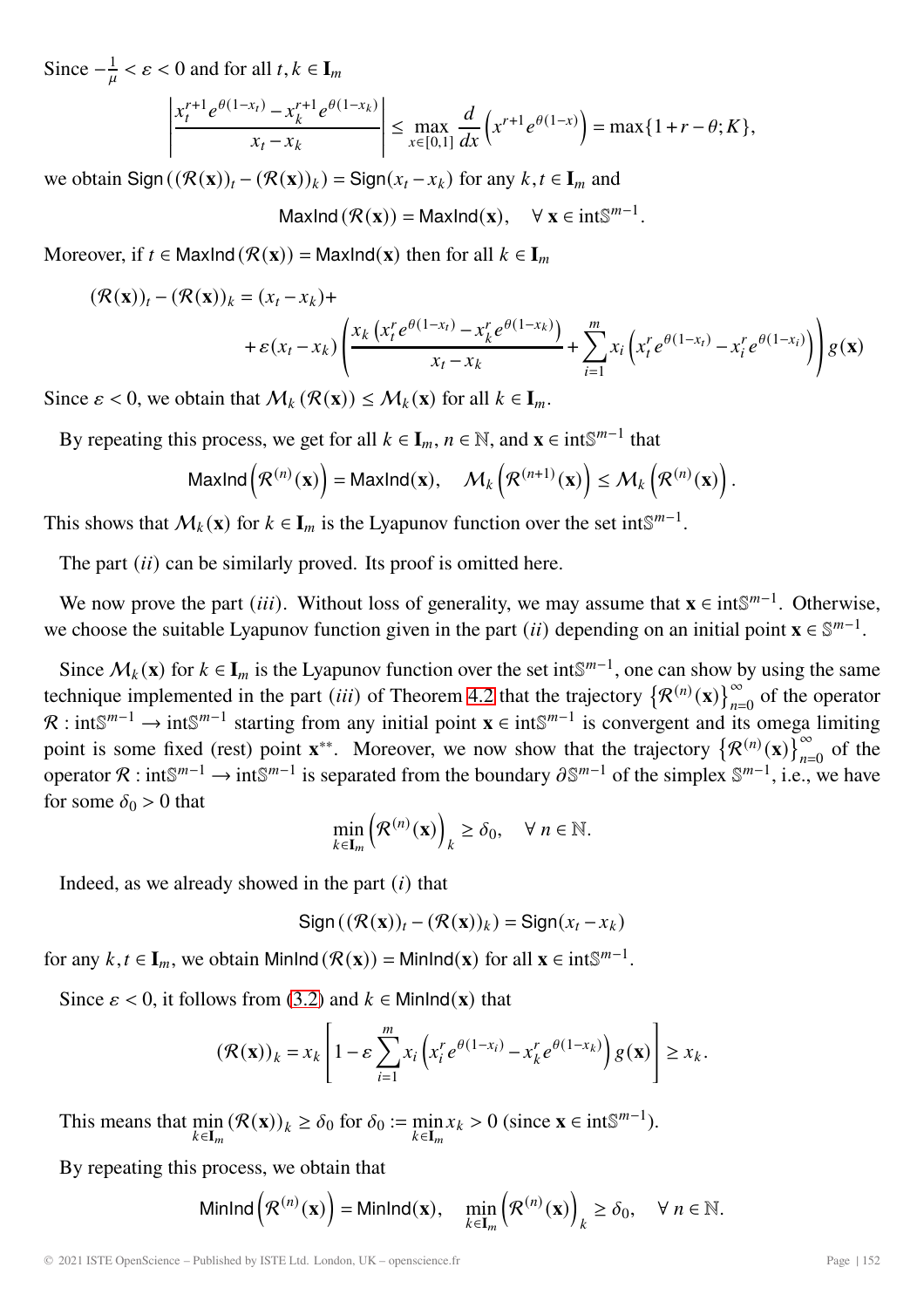Since $-\frac{1}{\mu} < \varepsilon < 0$ and for all $t, k \in \mathbf{I}_m$

$$\left| \frac{x_t^{r+1} e^{\theta(1-x_t)} - x_k^{r+1} e^{\theta(1-x_k)}}{x_t - x_k} \right| \leq \max_{x \in [0,1]} \frac{d}{dx}\left(x^{r+1} e^{\theta(1-x)}\right) = \max\{1 + r - \theta; K\},$$

we obtain $\mathsf{Sign}\left((\mathcal{R}(\mathbf{x}))_t - (\mathcal{R}(\mathbf{x}))_k\right) = \mathsf{Sign}(x_t - x_k)$ for any $k, t \in \mathbf{I}_m$ and

$$\mathsf{MaxInd}\left(\mathcal{R}(\mathbf{x})\right) = \mathsf{MaxInd}(\mathbf{x}), \quad \forall\, \mathbf{x} \in \mathrm{int}\mathbb{S}^{m-1}.$$

Moreover, if $t \in \mathsf{MaxInd}\left(\mathcal{R}(\mathbf{x})\right) = \mathsf{MaxInd}(\mathbf{x})$ then for all $k \in \mathbf{I}_m$

$$\begin{aligned}(\mathcal{R}(\mathbf{x}))_t - (\mathcal{R}(\mathbf{x}))_k &= (x_t - x_k) + \\ &+ \varepsilon(x_t - x_k)\left(\frac{x_k\left(x_t^r e^{\theta(1-x_t)} - x_k^r e^{\theta(1-x_k)}\right)}{x_t - x_k} + \sum_{i=1}^m x_i\left(x_t^r e^{\theta(1-x_t)} - x_i^r e^{\theta(1-x_i)}\right)\right) g(\mathbf{x})\end{aligned}$$

Since $\varepsilon < 0$, we obtain that $\mathcal{M}_k\left(\mathcal{R}(\mathbf{x})\right) \leq \mathcal{M}_k(\mathbf{x})$ for all $k \in \mathbf{I}_m$.

By repeating this process, we get for all $k \in \mathbf{I}_m$, $n \in \mathbb{N}$, and $\mathbf{x} \in \mathrm{int}\mathbb{S}^{m-1}$ that

$$\mathsf{MaxInd}\left(\mathcal{R}^{(n)}(\mathbf{x})\right) = \mathsf{MaxInd}(\mathbf{x}), \quad \mathcal{M}_k\left(\mathcal{R}^{(n+1)}(\mathbf{x})\right) \leq \mathcal{M}_k\left(\mathcal{R}^{(n)}(\mathbf{x})\right).$$

This shows that $\mathcal{M}_k(\mathbf{x})$ for $k \in \mathbf{I}_m$ is the Lyapunov function over the set $\mathrm{int}\mathbb{S}^{m-1}$.

The part $(ii)$ can be similarly proved. Its proof is omitted here.

We now prove the part $(iii)$. Without loss of generality, we may assume that $\mathbf{x} \in \mathrm{int}\mathbb{S}^{m-1}$. Otherwise, we choose the suitable Lyapunov function given in the part $(ii)$ depending on an initial point $\mathbf{x} \in \mathbb{S}^{m-1}$.

Since $\mathcal{M}_k(\mathbf{x})$ for $k \in \mathbf{I}_m$ is the Lyapunov function over the set $\mathrm{int}\mathbb{S}^{m-1}$, one can show by using the same technique implemented in the part $(iii)$ of Theorem 4.2 that the trajectory $\left\{\mathcal{R}^{(n)}(\mathbf{x})\right\}_{n=0}^{\infty}$ of the operator $\mathcal{R} : \mathrm{int}\mathbb{S}^{m-1} \to \mathrm{int}\mathbb{S}^{m-1}$ starting from any initial point $\mathbf{x} \in \mathrm{int}\mathbb{S}^{m-1}$ is convergent and its omega limiting point is some fixed (rest) point $\mathbf{x}^{**}$. Moreover, we now show that the trajectory $\left\{\mathcal{R}^{(n)}(\mathbf{x})\right\}_{n=0}^{\infty}$ of the operator $\mathcal{R} : \mathrm{int}\mathbb{S}^{m-1} \to \mathrm{int}\mathbb{S}^{m-1}$ is separated from the boundary $\partial\mathbb{S}^{m-1}$ of the simplex $\mathbb{S}^{m-1}$, i.e., we have for some $\delta_0 > 0$ that

$$\min_{k \in \mathbf{I}_m}\left(\mathcal{R}^{(n)}(\mathbf{x})\right)_k \geq \delta_0, \quad \forall\, n \in \mathbb{N}.$$

Indeed, as we already showed in the part $(i)$ that

$$\mathsf{Sign}\left((\mathcal{R}(\mathbf{x}))_t - (\mathcal{R}(\mathbf{x}))_k\right) = \mathsf{Sign}(x_t - x_k)$$

for any $k, t \in \mathbf{I}_m$, we obtain $\mathsf{MinInd}\left(\mathcal{R}(\mathbf{x})\right) = \mathsf{MinInd}(\mathbf{x})$ for all $\mathbf{x} \in \mathrm{int}\mathbb{S}^{m-1}$.

Since $\varepsilon < 0$, it follows from (3.2) and $k \in \mathsf{MinInd}(\mathbf{x})$ that

$$(\mathcal{R}(\mathbf{x}))_k = x_k\left[1 - \varepsilon\sum_{i=1}^m x_i\left(x_i^r e^{\theta(1-x_i)} - x_k^r e^{\theta(1-x_k)}\right) g(\mathbf{x})\right] \geq x_k.$$

This means that $\min\limits_{k \in \mathbf{I}_m}(\mathcal{R}(\mathbf{x}))_k \geq \delta_0$ for $\delta_0 := \min\limits_{k \in \mathbf{I}_m} x_k > 0$ (since $\mathbf{x} \in \mathrm{int}\mathbb{S}^{m-1}$).

By repeating this process, we obtain that

$$\mathsf{MinInd}\left(\mathcal{R}^{(n)}(\mathbf{x})\right) = \mathsf{MinInd}(\mathbf{x}), \quad \min_{k \in \mathbf{I}_m}\left(\mathcal{R}^{(n)}(\mathbf{x})\right)_k \geq \delta_0, \quad \forall\, n \in \mathbb{N}.$$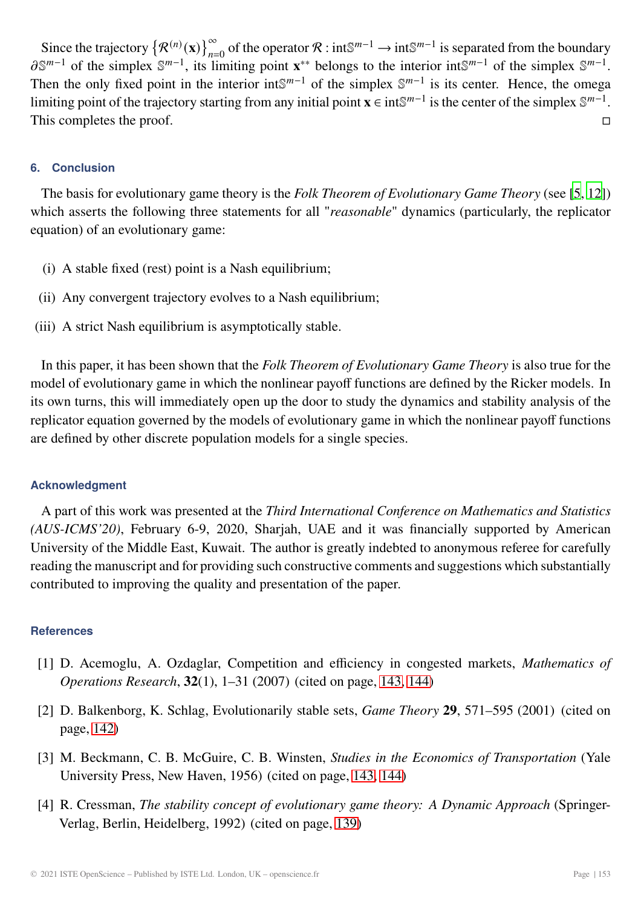Since the trajectory $\left\{\mathcal{R}^{(n)}(\mathbf{x})\right\}_{n=0}^{\infty}$ of the operator $\mathcal{R}: \mathrm{int}\mathbb{S}^{m-1} \to \mathrm{int}\mathbb{S}^{m-1}$ is separated from the boundary $\partial\mathbb{S}^{m-1}$ of the simplex $\mathbb{S}^{m-1}$, its limiting point $\mathbf{x}^{**}$ belongs to the interior $\mathrm{int}\mathbb{S}^{m-1}$ of the simplex $\mathbb{S}^{m-1}$. Then the only fixed point in the interior $\mathrm{int}\mathbb{S}^{m-1}$ of the simplex $\mathbb{S}^{m-1}$ is its center. Hence, the omega limiting point of the trajectory starting from any initial point $\mathbf{x} \in \mathrm{int}\mathbb{S}^{m-1}$ is the center of the simplex $\mathbb{S}^{m-1}$. This completes the proof. □

## 6. Conclusion

The basis for evolutionary game theory is the *Folk Theorem of Evolutionary Game Theory* (see [5, 12]) which asserts the following three statements for all "*reasonable*" dynamics (particularly, the replicator equation) of an evolutionary game:

(i) A stable fixed (rest) point is a Nash equilibrium;

(ii) Any convergent trajectory evolves to a Nash equilibrium;

(iii) A strict Nash equilibrium is asymptotically stable.

In this paper, it has been shown that the *Folk Theorem of Evolutionary Game Theory* is also true for the model of evolutionary game in which the nonlinear payoff functions are defined by the Ricker models. In its own turns, this will immediately open up the door to study the dynamics and stability analysis of the replicator equation governed by the models of evolutionary game in which the nonlinear payoff functions are defined by other discrete population models for a single species.

## Acknowledgment

A part of this work was presented at the *Third International Conference on Mathematics and Statistics (AUS-ICMS'20)*, February 6-9, 2020, Sharjah, UAE and it was financially supported by American University of the Middle East, Kuwait. The author is greatly indebted to anonymous referee for carefully reading the manuscript and for providing such constructive comments and suggestions which substantially contributed to improving the quality and presentation of the paper.

## References

[1] D. Acemoglu, A. Ozdaglar, Competition and efficiency in congested markets, *Mathematics of Operations Research*, **32**(1), 1–31 (2007) (cited on page, 143, 144)

[2] D. Balkenborg, K. Schlag, Evolutionarily stable sets, *Game Theory* **29**, 571–595 (2001) (cited on page, 142)

[3] M. Beckmann, C. B. McGuire, C. B. Winsten, *Studies in the Economics of Transportation* (Yale University Press, New Haven, 1956) (cited on page, 143, 144)

[4] R. Cressman, *The stability concept of evolutionary game theory: A Dynamic Approach* (Springer-Verlag, Berlin, Heidelberg, 1992) (cited on page, 139)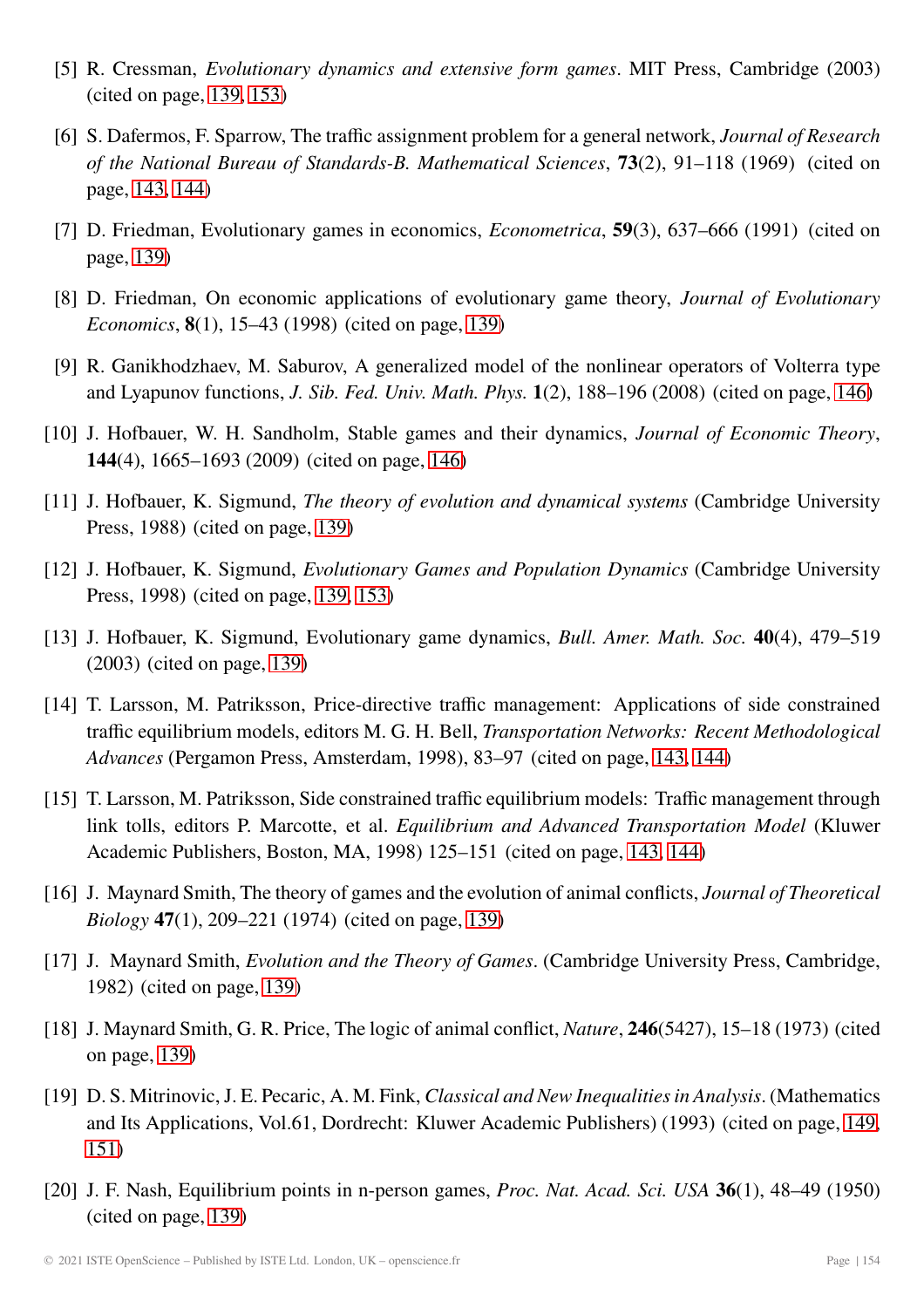[5] R. Cressman, *Evolutionary dynamics and extensive form games*. MIT Press, Cambridge (2003) (cited on page, 139, 153)

[6] S. Dafermos, F. Sparrow, The traffic assignment problem for a general network, *Journal of Research of the National Bureau of Standards-B. Mathematical Sciences*, **73**(2), 91–118 (1969) (cited on page, 143, 144)

[7] D. Friedman, Evolutionary games in economics, *Econometrica*, **59**(3), 637–666 (1991) (cited on page, 139)

[8] D. Friedman, On economic applications of evolutionary game theory, *Journal of Evolutionary Economics*, **8**(1), 15–43 (1998) (cited on page, 139)

[9] R. Ganikhodzhaev, M. Saburov, A generalized model of the nonlinear operators of Volterra type and Lyapunov functions, *J. Sib. Fed. Univ. Math. Phys.* **1**(2), 188–196 (2008) (cited on page, 146)

[10] J. Hofbauer, W. H. Sandholm, Stable games and their dynamics, *Journal of Economic Theory*, **144**(4), 1665–1693 (2009) (cited on page, 146)

[11] J. Hofbauer, K. Sigmund, *The theory of evolution and dynamical systems* (Cambridge University Press, 1988) (cited on page, 139)

[12] J. Hofbauer, K. Sigmund, *Evolutionary Games and Population Dynamics* (Cambridge University Press, 1998) (cited on page, 139, 153)

[13] J. Hofbauer, K. Sigmund, Evolutionary game dynamics, *Bull. Amer. Math. Soc.* **40**(4), 479–519 (2003) (cited on page, 139)

[14] T. Larsson, M. Patriksson, Price-directive traffic management: Applications of side constrained traffic equilibrium models, editors M. G. H. Bell, *Transportation Networks: Recent Methodological Advances* (Pergamon Press, Amsterdam, 1998), 83–97 (cited on page, 143, 144)

[15] T. Larsson, M. Patriksson, Side constrained traffic equilibrium models: Traffic management through link tolls, editors P. Marcotte, et al. *Equilibrium and Advanced Transportation Model* (Kluwer Academic Publishers, Boston, MA, 1998) 125–151 (cited on page, 143, 144)

[16] J. Maynard Smith, The theory of games and the evolution of animal conflicts, *Journal of Theoretical Biology* **47**(1), 209–221 (1974) (cited on page, 139)

[17] J. Maynard Smith, *Evolution and the Theory of Games*. (Cambridge University Press, Cambridge, 1982) (cited on page, 139)

[18] J. Maynard Smith, G. R. Price, The logic of animal conflict, *Nature*, **246**(5427), 15–18 (1973) (cited on page, 139)

[19] D. S. Mitrinovic, J. E. Pecaric, A. M. Fink, *Classical and New Inequalities in Analysis*. (Mathematics and Its Applications, Vol.61, Dordrecht: Kluwer Academic Publishers) (1993) (cited on page, 149, 151)

[20] J. F. Nash, Equilibrium points in n-person games, *Proc. Nat. Acad. Sci. USA* **36**(1), 48–49 (1950) (cited on page, 139)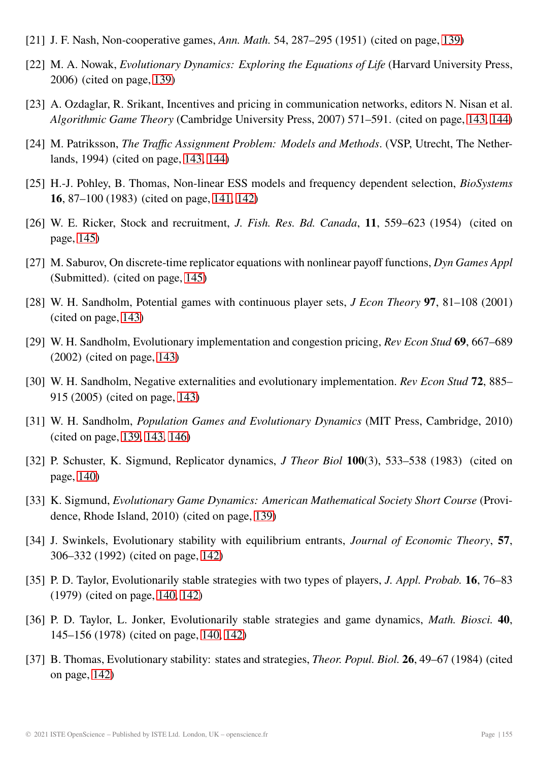[21] J. F. Nash, Non-cooperative games, *Ann. Math.* 54, 287–295 (1951) (cited on page, 139)

[22] M. A. Nowak, *Evolutionary Dynamics: Exploring the Equations of Life* (Harvard University Press, 2006) (cited on page, 139)

[23] A. Ozdaglar, R. Srikant, Incentives and pricing in communication networks, editors N. Nisan et al. *Algorithmic Game Theory* (Cambridge University Press, 2007) 571–591. (cited on page, 143, 144)

[24] M. Patriksson, *The Traffic Assignment Problem: Models and Methods*. (VSP, Utrecht, The Netherlands, 1994) (cited on page, 143, 144)

[25] H.-J. Pohley, B. Thomas, Non-linear ESS models and frequency dependent selection, *BioSystems* **16**, 87–100 (1983) (cited on page, 141, 142)

[26] W. E. Ricker, Stock and recruitment, *J. Fish. Res. Bd. Canada*, **11**, 559–623 (1954) (cited on page, 145)

[27] M. Saburov, On discrete-time replicator equations with nonlinear payoff functions, *Dyn Games Appl* (Submitted). (cited on page, 145)

[28] W. H. Sandholm, Potential games with continuous player sets, *J Econ Theory* **97**, 81–108 (2001) (cited on page, 143)

[29] W. H. Sandholm, Evolutionary implementation and congestion pricing, *Rev Econ Stud* **69**, 667–689 (2002) (cited on page, 143)

[30] W. H. Sandholm, Negative externalities and evolutionary implementation. *Rev Econ Stud* **72**, 885–915 (2005) (cited on page, 143)

[31] W. H. Sandholm, *Population Games and Evolutionary Dynamics* (MIT Press, Cambridge, 2010) (cited on page, 139, 143, 146)

[32] P. Schuster, K. Sigmund, Replicator dynamics, *J Theor Biol* **100**(3), 533–538 (1983) (cited on page, 140)

[33] K. Sigmund, *Evolutionary Game Dynamics: American Mathematical Society Short Course* (Providence, Rhode Island, 2010) (cited on page, 139)

[34] J. Swinkels, Evolutionary stability with equilibrium entrants, *Journal of Economic Theory*, **57**, 306–332 (1992) (cited on page, 142)

[35] P. D. Taylor, Evolutionarily stable strategies with two types of players, *J. Appl. Probab.* **16**, 76–83 (1979) (cited on page, 140, 142)

[36] P. D. Taylor, L. Jonker, Evolutionarily stable strategies and game dynamics, *Math. Biosci.* **40**, 145–156 (1978) (cited on page, 140, 142)

[37] B. Thomas, Evolutionary stability: states and strategies, *Theor. Popul. Biol.* **26**, 49–67 (1984) (cited on page, 142)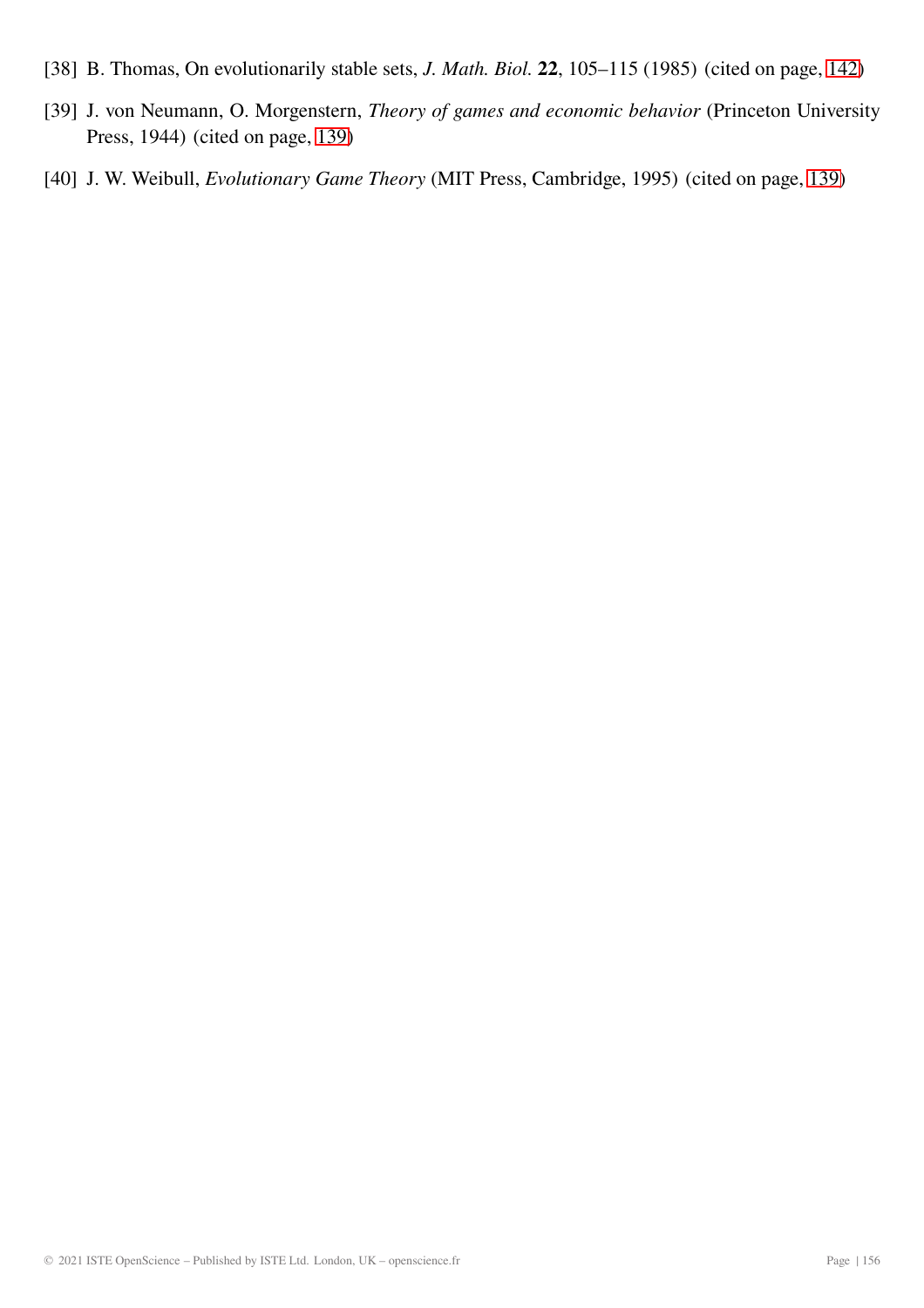[38] B. Thomas, On evolutionarily stable sets, *J. Math. Biol.* **22**, 105–115 (1985) (cited on page, 142)

[39] J. von Neumann, O. Morgenstern, *Theory of games and economic behavior* (Princeton University Press, 1944) (cited on page, 139)

[40] J. W. Weibull, *Evolutionary Game Theory* (MIT Press, Cambridge, 1995) (cited on page, 139)